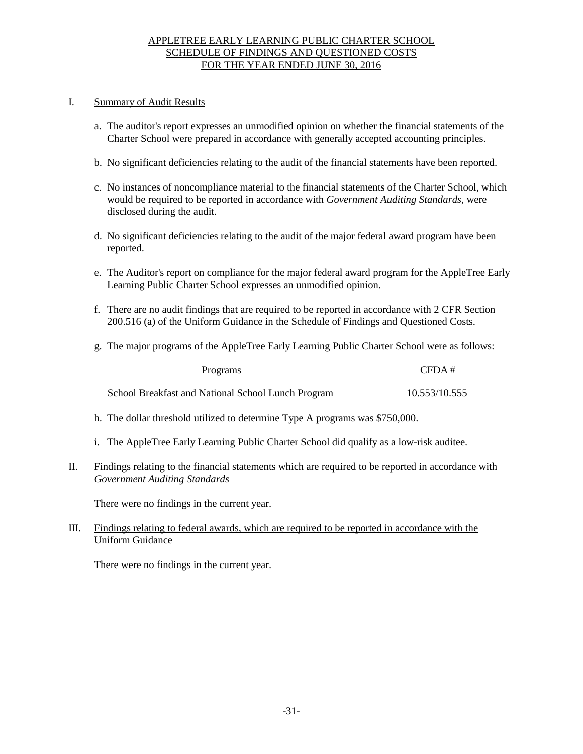# APPLETREE EARLY LEARNING PUBLIC CHARTER SCHOOL
## SCHEDULE OF FINDINGS AND QUESTIONED COSTS
## FOR THE YEAR ENDED JUNE 30, 2016

I. Summary of Audit Results

a. The auditor's report expresses an unmodified opinion on whether the financial statements of the Charter School were prepared in accordance with generally accepted accounting principles.

b. No significant deficiencies relating to the audit of the financial statements have been reported.

c. No instances of noncompliance material to the financial statements of the Charter School, which would be required to be reported in accordance with *Government Auditing Standards*, were disclosed during the audit.

d. No significant deficiencies relating to the audit of the major federal award program have been reported.

e. The Auditor's report on compliance for the major federal award program for the AppleTree Early Learning Public Charter School expresses an unmodified opinion.

f. There are no audit findings that are required to be reported in accordance with 2 CFR Section 200.516 (a) of the Uniform Guidance in the Schedule of Findings and Questioned Costs.

g. The major programs of the AppleTree Early Learning Public Charter School were as follows:

| Programs | CFDA # |
|---|---|
| School Breakfast and National School Lunch Program | 10.553/10.555 |

h. The dollar threshold utilized to determine Type A programs was $750,000.

i. The AppleTree Early Learning Public Charter School did qualify as a low-risk auditee.

II. Findings relating to the financial statements which are required to be reported in accordance with *Government Auditing Standards*

There were no findings in the current year.

III. Findings relating to federal awards, which are required to be reported in accordance with the Uniform Guidance

There were no findings in the current year.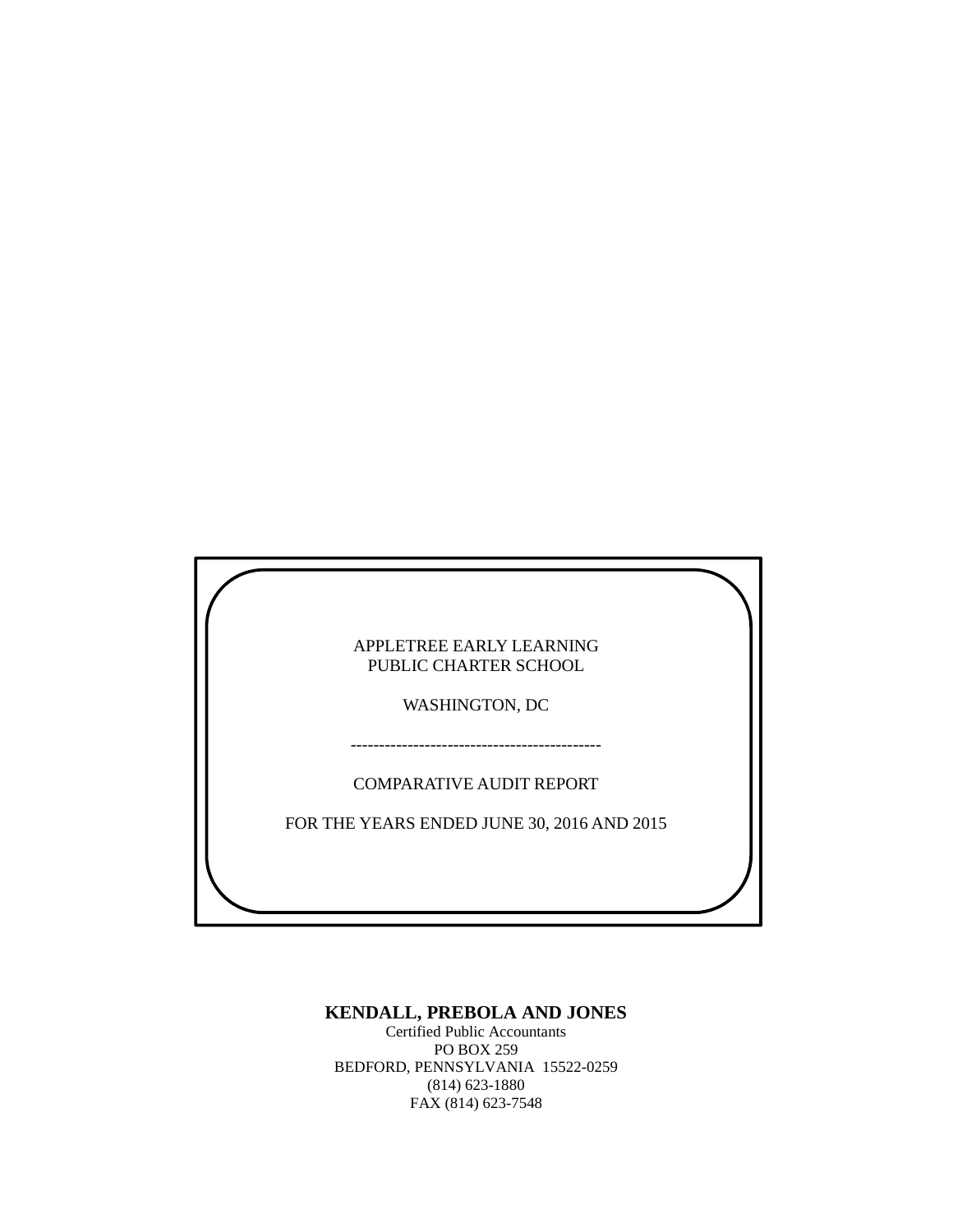APPLETREE EARLY LEARNING
PUBLIC CHARTER SCHOOL

WASHINGTON, DC

--------------------------------------------

COMPARATIVE AUDIT REPORT

FOR THE YEARS ENDED JUNE 30, 2016 AND 2015

**KENDALL, PREBOLA AND JONES**
Certified Public Accountants
PO BOX 259
BEDFORD, PENNSYLVANIA 15522-0259
(814) 623-1880
FAX (814) 623-7548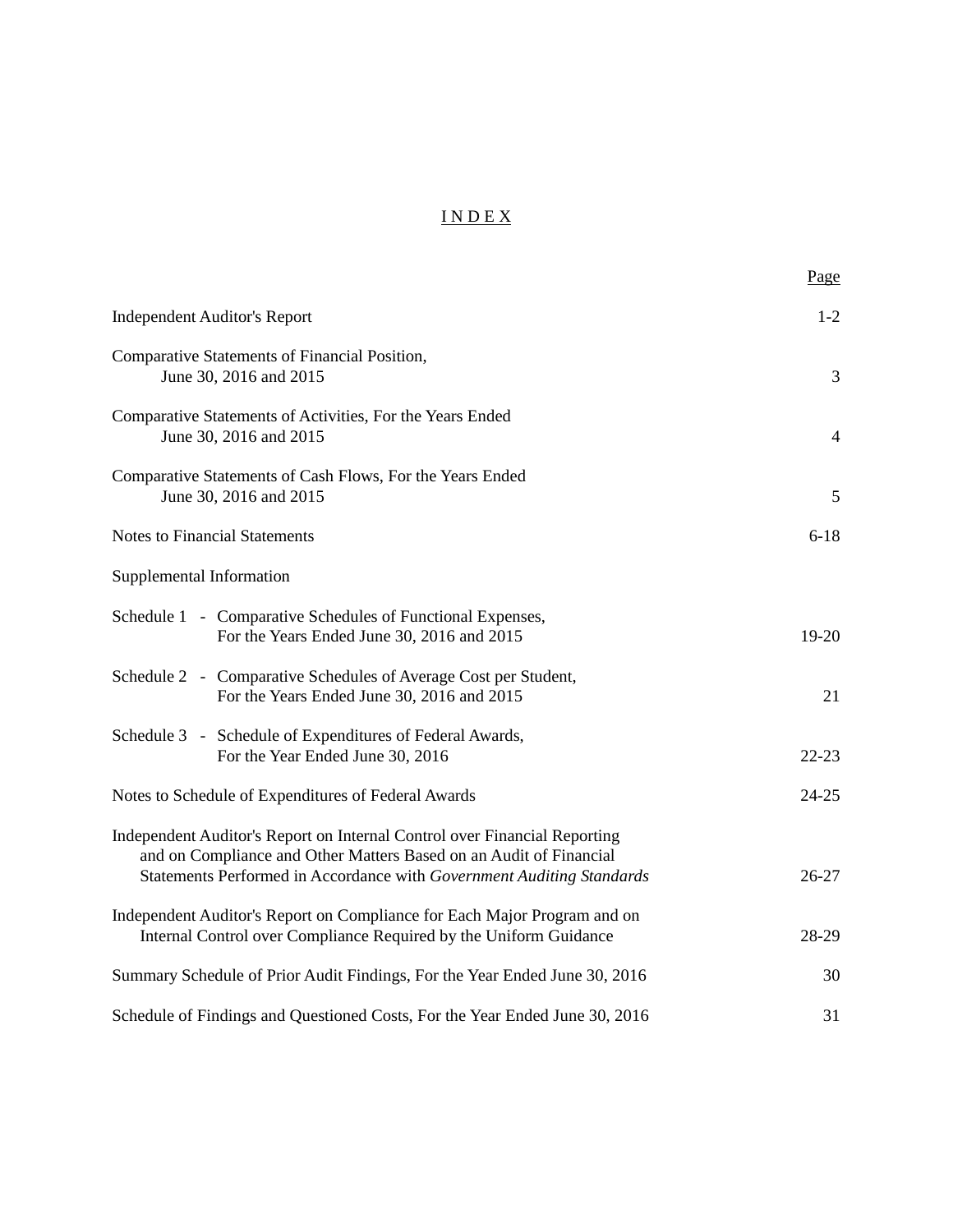# INDEX

| | Page |
|---|---|
| Independent Auditor's Report | 1-2 |
| Comparative Statements of Financial Position, June 30, 2016 and 2015 | 3 |
| Comparative Statements of Activities, For the Years Ended June 30, 2016 and 2015 | 4 |
| Comparative Statements of Cash Flows, For the Years Ended June 30, 2016 and 2015 | 5 |
| Notes to Financial Statements | 6-18 |
| Supplemental Information | |
| Schedule 1 - Comparative Schedules of Functional Expenses, For the Years Ended June 30, 2016 and 2015 | 19-20 |
| Schedule 2 - Comparative Schedules of Average Cost per Student, For the Years Ended June 30, 2016 and 2015 | 21 |
| Schedule 3 - Schedule of Expenditures of Federal Awards, For the Year Ended June 30, 2016 | 22-23 |
| Notes to Schedule of Expenditures of Federal Awards | 24-25 |
| Independent Auditor's Report on Internal Control over Financial Reporting and on Compliance and Other Matters Based on an Audit of Financial Statements Performed in Accordance with *Government Auditing Standards* | 26-27 |
| Independent Auditor's Report on Compliance for Each Major Program and on Internal Control over Compliance Required by the Uniform Guidance | 28-29 |
| Summary Schedule of Prior Audit Findings, For the Year Ended June 30, 2016 | 30 |
| Schedule of Findings and Questioned Costs, For the Year Ended June 30, 2016 | 31 |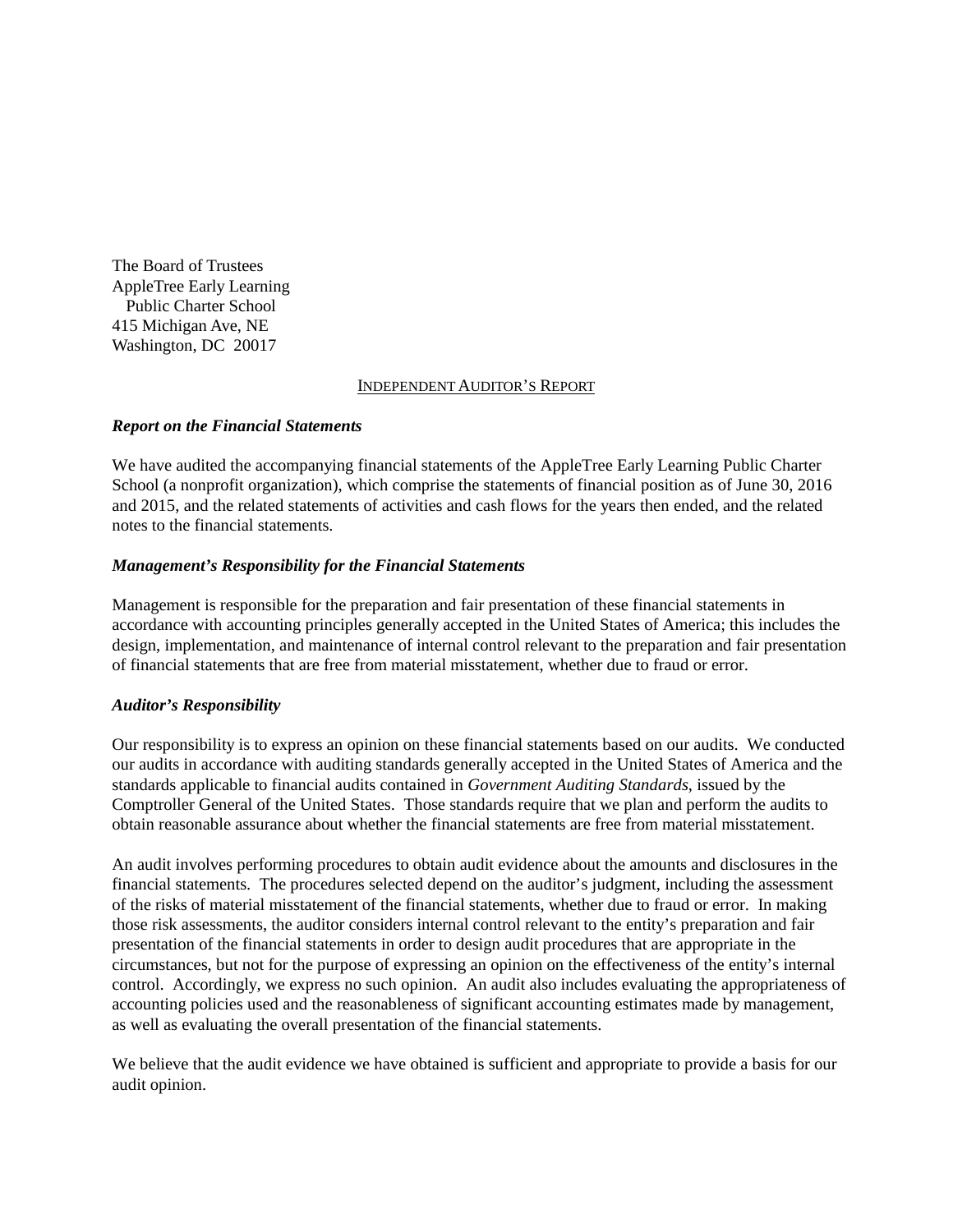The Board of Trustees
AppleTree Early Learning
Public Charter School
415 Michigan Ave, NE
Washington, DC 20017

INDEPENDENT AUDITOR'S REPORT

***Report on the Financial Statements***

We have audited the accompanying financial statements of the AppleTree Early Learning Public Charter School (a nonprofit organization), which comprise the statements of financial position as of June 30, 2016 and 2015, and the related statements of activities and cash flows for the years then ended, and the related notes to the financial statements.

***Management's Responsibility for the Financial Statements***

Management is responsible for the preparation and fair presentation of these financial statements in accordance with accounting principles generally accepted in the United States of America; this includes the design, implementation, and maintenance of internal control relevant to the preparation and fair presentation of financial statements that are free from material misstatement, whether due to fraud or error.

***Auditor's Responsibility***

Our responsibility is to express an opinion on these financial statements based on our audits. We conducted our audits in accordance with auditing standards generally accepted in the United States of America and the standards applicable to financial audits contained in *Government Auditing Standards*, issued by the Comptroller General of the United States. Those standards require that we plan and perform the audits to obtain reasonable assurance about whether the financial statements are free from material misstatement.

An audit involves performing procedures to obtain audit evidence about the amounts and disclosures in the financial statements. The procedures selected depend on the auditor's judgment, including the assessment of the risks of material misstatement of the financial statements, whether due to fraud or error. In making those risk assessments, the auditor considers internal control relevant to the entity's preparation and fair presentation of the financial statements in order to design audit procedures that are appropriate in the circumstances, but not for the purpose of expressing an opinion on the effectiveness of the entity's internal control. Accordingly, we express no such opinion. An audit also includes evaluating the appropriateness of accounting policies used and the reasonableness of significant accounting estimates made by management, as well as evaluating the overall presentation of the financial statements.

We believe that the audit evidence we have obtained is sufficient and appropriate to provide a basis for our audit opinion.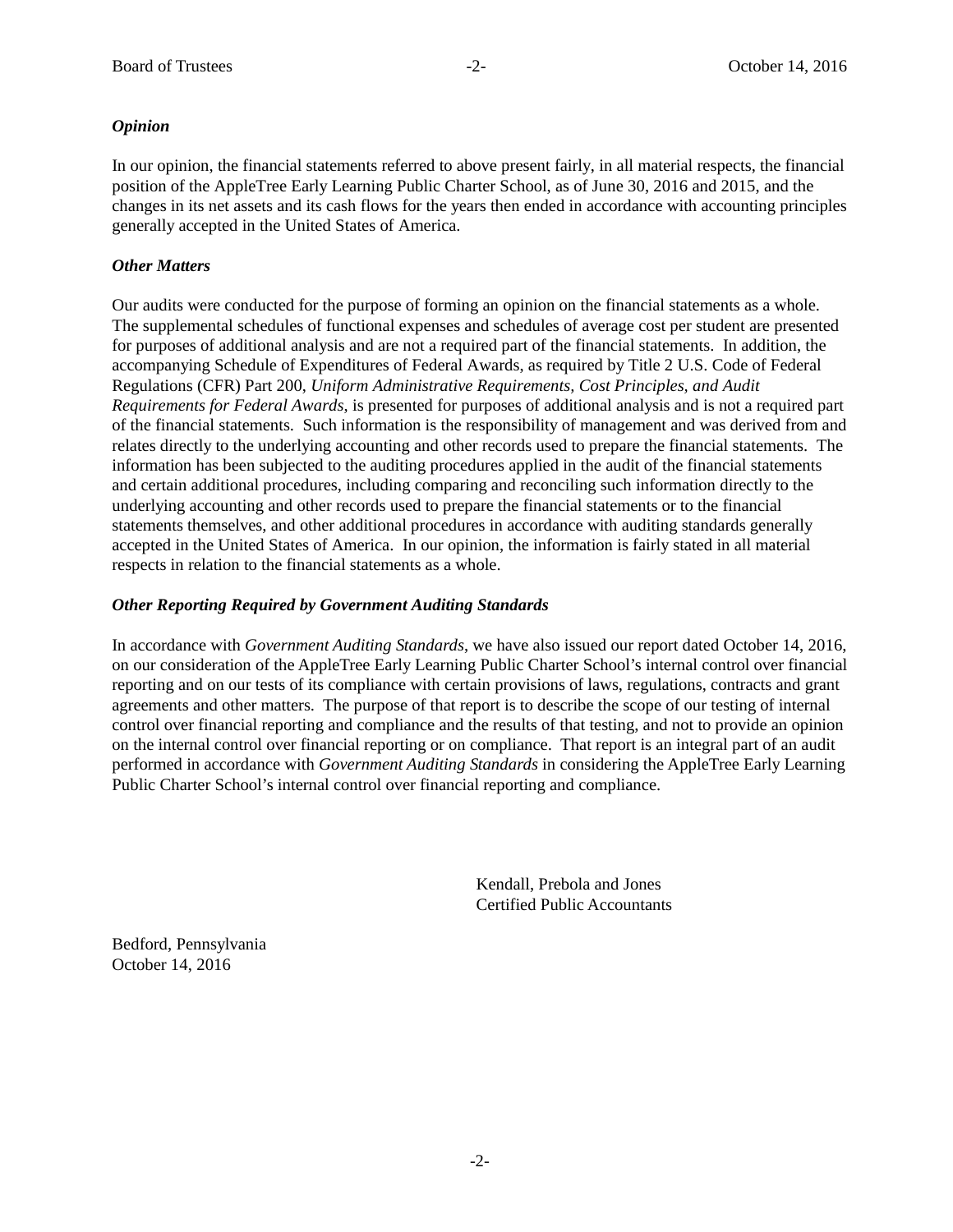### *Opinion*

In our opinion, the financial statements referred to above present fairly, in all material respects, the financial position of the AppleTree Early Learning Public Charter School, as of June 30, 2016 and 2015, and the changes in its net assets and its cash flows for the years then ended in accordance with accounting principles generally accepted in the United States of America.

### *Other Matters*

Our audits were conducted for the purpose of forming an opinion on the financial statements as a whole. The supplemental schedules of functional expenses and schedules of average cost per student are presented for purposes of additional analysis and are not a required part of the financial statements. In addition, the accompanying Schedule of Expenditures of Federal Awards, as required by Title 2 U.S. Code of Federal Regulations (CFR) Part 200, *Uniform Administrative Requirements, Cost Principles, and Audit Requirements for Federal Awards*, is presented for purposes of additional analysis and is not a required part of the financial statements. Such information is the responsibility of management and was derived from and relates directly to the underlying accounting and other records used to prepare the financial statements. The information has been subjected to the auditing procedures applied in the audit of the financial statements and certain additional procedures, including comparing and reconciling such information directly to the underlying accounting and other records used to prepare the financial statements or to the financial statements themselves, and other additional procedures in accordance with auditing standards generally accepted in the United States of America. In our opinion, the information is fairly stated in all material respects in relation to the financial statements as a whole.

### *Other Reporting Required by Government Auditing Standards*

In accordance with *Government Auditing Standards*, we have also issued our report dated October 14, 2016, on our consideration of the AppleTree Early Learning Public Charter School's internal control over financial reporting and on our tests of its compliance with certain provisions of laws, regulations, contracts and grant agreements and other matters. The purpose of that report is to describe the scope of our testing of internal control over financial reporting and compliance and the results of that testing, and not to provide an opinion on the internal control over financial reporting or on compliance. That report is an integral part of an audit performed in accordance with *Government Auditing Standards* in considering the AppleTree Early Learning Public Charter School's internal control over financial reporting and compliance.

Kendall, Prebola and Jones
Certified Public Accountants

Bedford, Pennsylvania
October 14, 2016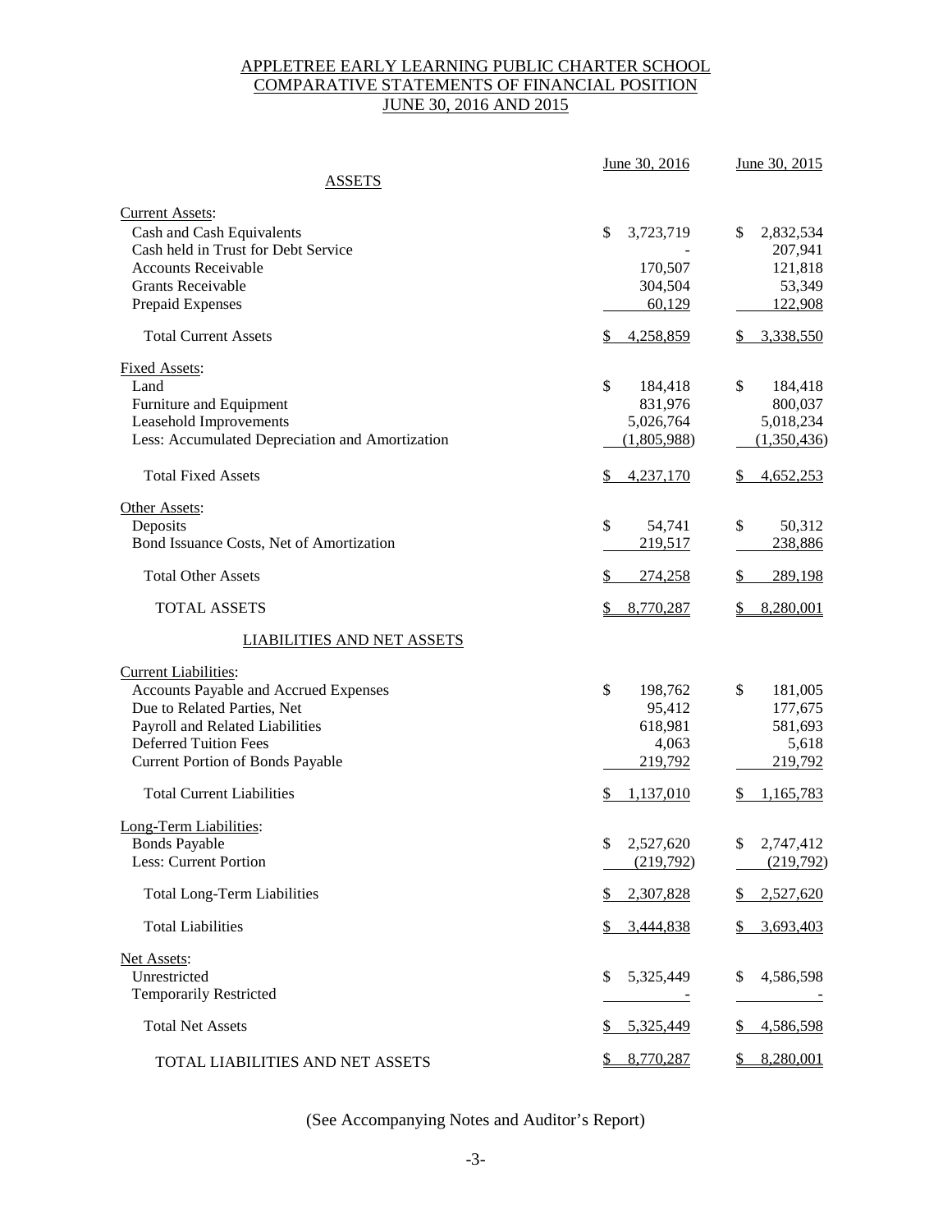# APPLETREE EARLY LEARNING PUBLIC CHARTER SCHOOL
## COMPARATIVE STATEMENTS OF FINANCIAL POSITION
## JUNE 30, 2016 AND 2015

| | June 30, 2016 | June 30, 2015 |
|---|---|---|
| **ASSETS** | | |
| Current Assets: | | |
| Cash and Cash Equivalents | $ 3,723,719 | $ 2,832,534 |
| Cash held in Trust for Debt Service | - | 207,941 |
| Accounts Receivable | 170,507 | 121,818 |
| Grants Receivable | 304,504 | 53,349 |
| Prepaid Expenses | 60,129 | 122,908 |
| Total Current Assets | $ 4,258,859 | $ 3,338,550 |
| Fixed Assets: | | |
| Land | $ 184,418 | $ 184,418 |
| Furniture and Equipment | 831,976 | 800,037 |
| Leasehold Improvements | 5,026,764 | 5,018,234 |
| Less: Accumulated Depreciation and Amortization | (1,805,988) | (1,350,436) |
| Total Fixed Assets | $ 4,237,170 | $ 4,652,253 |
| Other Assets: | | |
| Deposits | $ 54,741 | $ 50,312 |
| Bond Issuance Costs, Net of Amortization | 219,517 | 238,886 |
| Total Other Assets | $ 274,258 | $ 289,198 |
| TOTAL ASSETS | $ 8,770,287 | $ 8,280,001 |
| **LIABILITIES AND NET ASSETS** | | |
| Current Liabilities: | | |
| Accounts Payable and Accrued Expenses | $ 198,762 | $ 181,005 |
| Due to Related Parties, Net | 95,412 | 177,675 |
| Payroll and Related Liabilities | 618,981 | 581,693 |
| Deferred Tuition Fees | 4,063 | 5,618 |
| Current Portion of Bonds Payable | 219,792 | 219,792 |
| Total Current Liabilities | $ 1,137,010 | $ 1,165,783 |
| Long-Term Liabilities: | | |
| Bonds Payable | $ 2,527,620 | $ 2,747,412 |
| Less: Current Portion | (219,792) | (219,792) |
| Total Long-Term Liabilities | $ 2,307,828 | $ 2,527,620 |
| Total Liabilities | $ 3,444,838 | $ 3,693,403 |
| Net Assets: | | |
| Unrestricted | $ 5,325,449 | $ 4,586,598 |
| Temporarily Restricted | - | - |
| Total Net Assets | $ 5,325,449 | $ 4,586,598 |
| TOTAL LIABILITIES AND NET ASSETS | $ 8,770,287 | $ 8,280,001 |

(See Accompanying Notes and Auditor's Report)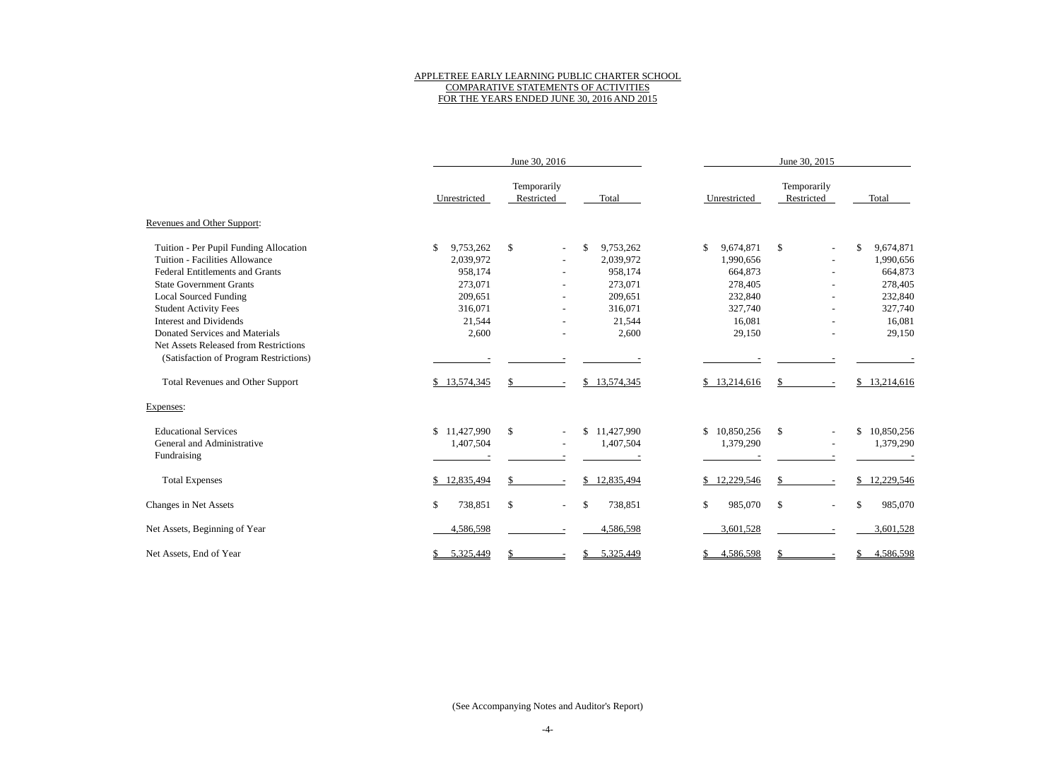# APPLETREE EARLY LEARNING PUBLIC CHARTER SCHOOL
## COMPARATIVE STATEMENTS OF ACTIVITIES
## FOR THE YEARS ENDED JUNE 30, 2016 AND 2015

| | June 30, 2016 | | | June 30, 2015 | | |
|---|---|---|---|---|---|---|
| | Unrestricted | Temporarily Restricted | Total | Unrestricted | Temporarily Restricted | Total |
| Revenues and Other Support: | | | | | | |
| Tuition - Per Pupil Funding Allocation | $ 9,753,262 | $ - | $ 9,753,262 | $ 9,674,871 | $ - | $ 9,674,871 |
| Tuition - Facilities Allowance | 2,039,972 | - | 2,039,972 | 1,990,656 | - | 1,990,656 |
| Federal Entitlements and Grants | 958,174 | - | 958,174 | 664,873 | - | 664,873 |
| State Government Grants | 273,071 | - | 273,071 | 278,405 | - | 278,405 |
| Local Sourced Funding | 209,651 | - | 209,651 | 232,840 | - | 232,840 |
| Student Activity Fees | 316,071 | - | 316,071 | 327,740 | - | 327,740 |
| Interest and Dividends | 21,544 | - | 21,544 | 16,081 | - | 16,081 |
| Donated Services and Materials | 2,600 | - | 2,600 | 29,150 | - | 29,150 |
| Net Assets Released from Restrictions (Satisfaction of Program Restrictions) | - | - | - | - | - | - |
| Total Revenues and Other Support | $ 13,574,345 | $ - | $ 13,574,345 | $ 13,214,616 | $ - | $ 13,214,616 |
| Expenses: | | | | | | |
| Educational Services | $ 11,427,990 | $ - | $ 11,427,990 | $ 10,850,256 | $ - | $ 10,850,256 |
| General and Administrative | 1,407,504 | - | 1,407,504 | 1,379,290 | - | 1,379,290 |
| Fundraising | - | - | - | - | - | - |
| Total Expenses | $ 12,835,494 | $ - | $ 12,835,494 | $ 12,229,546 | $ - | $ 12,229,546 |
| Changes in Net Assets | $ 738,851 | $ - | $ 738,851 | $ 985,070 | $ - | $ 985,070 |
| Net Assets, Beginning of Year | 4,586,598 | - | 4,586,598 | 3,601,528 | - | 3,601,528 |
| Net Assets, End of Year | $ 5,325,449 | $ - | $ 5,325,449 | $ 4,586,598 | $ - | $ 4,586,598 |

(See Accompanying Notes and Auditor's Report)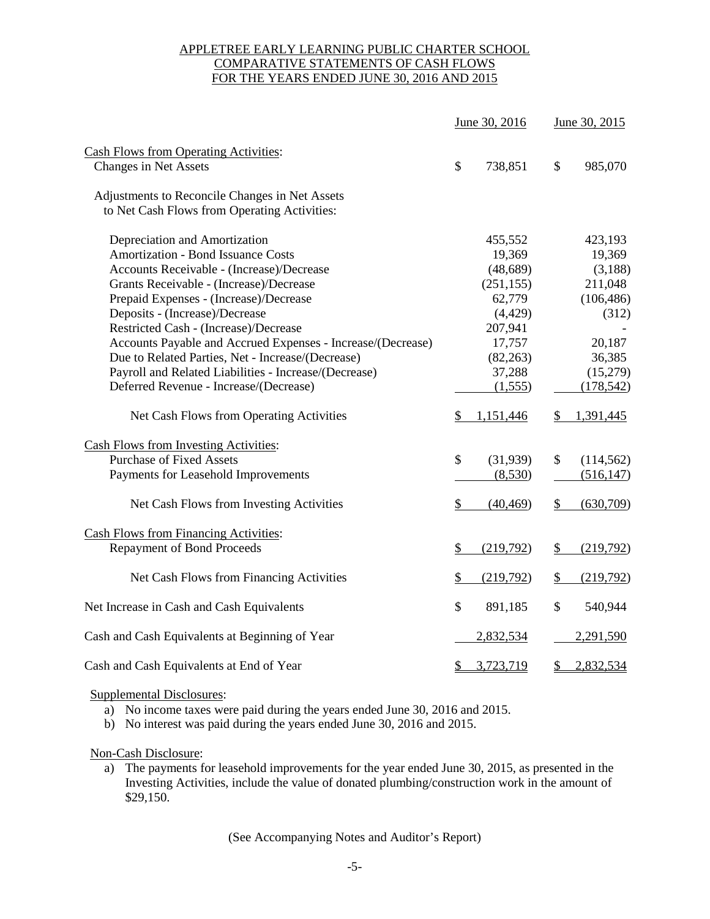# APPLETREE EARLY LEARNING PUBLIC CHARTER SCHOOL
## COMPARATIVE STATEMENTS OF CASH FLOWS
## FOR THE YEARS ENDED JUNE 30, 2016 AND 2015

| | June 30, 2016 | June 30, 2015 |
|---|---|---|
| **Cash Flows from Operating Activities:** | | |
| Changes in Net Assets | $ 738,851 | $ 985,070 |
| Adjustments to Reconcile Changes in Net Assets to Net Cash Flows from Operating Activities: | | |
| Depreciation and Amortization | 455,552 | 423,193 |
| Amortization - Bond Issuance Costs | 19,369 | 19,369 |
| Accounts Receivable - (Increase)/Decrease | (48,689) | (3,188) |
| Grants Receivable - (Increase)/Decrease | (251,155) | 211,048 |
| Prepaid Expenses - (Increase)/Decrease | 62,779 | (106,486) |
| Deposits - (Increase)/Decrease | (4,429) | (312) |
| Restricted Cash - (Increase)/Decrease | 207,941 | - |
| Accounts Payable and Accrued Expenses - Increase/(Decrease) | 17,757 | 20,187 |
| Due to Related Parties, Net - Increase/(Decrease) | (82,263) | 36,385 |
| Payroll and Related Liabilities - Increase/(Decrease) | 37,288 | (15,279) |
| Deferred Revenue - Increase/(Decrease) | (1,555) | (178,542) |
| Net Cash Flows from Operating Activities | $ 1,151,446 | $ 1,391,445 |
| **Cash Flows from Investing Activities:** | | |
| Purchase of Fixed Assets | $ (31,939) | $ (114,562) |
| Payments for Leasehold Improvements | (8,530) | (516,147) |
| Net Cash Flows from Investing Activities | $ (40,469) | $ (630,709) |
| **Cash Flows from Financing Activities:** | | |
| Repayment of Bond Proceeds | $ (219,792) | $ (219,792) |
| Net Cash Flows from Financing Activities | $ (219,792) | $ (219,792) |
| Net Increase in Cash and Cash Equivalents | $ 891,185 | $ 540,944 |
| Cash and Cash Equivalents at Beginning of Year | 2,832,534 | 2,291,590 |
| Cash and Cash Equivalents at End of Year | $ 3,723,719 | $ 2,832,534 |

Supplemental Disclosures:

a) No income taxes were paid during the years ended June 30, 2016 and 2015.
b) No interest was paid during the years ended June 30, 2016 and 2015.

Non-Cash Disclosure:

a) The payments for leasehold improvements for the year ended June 30, 2015, as presented in the Investing Activities, include the value of donated plumbing/construction work in the amount of $29,150.

(See Accompanying Notes and Auditor's Report)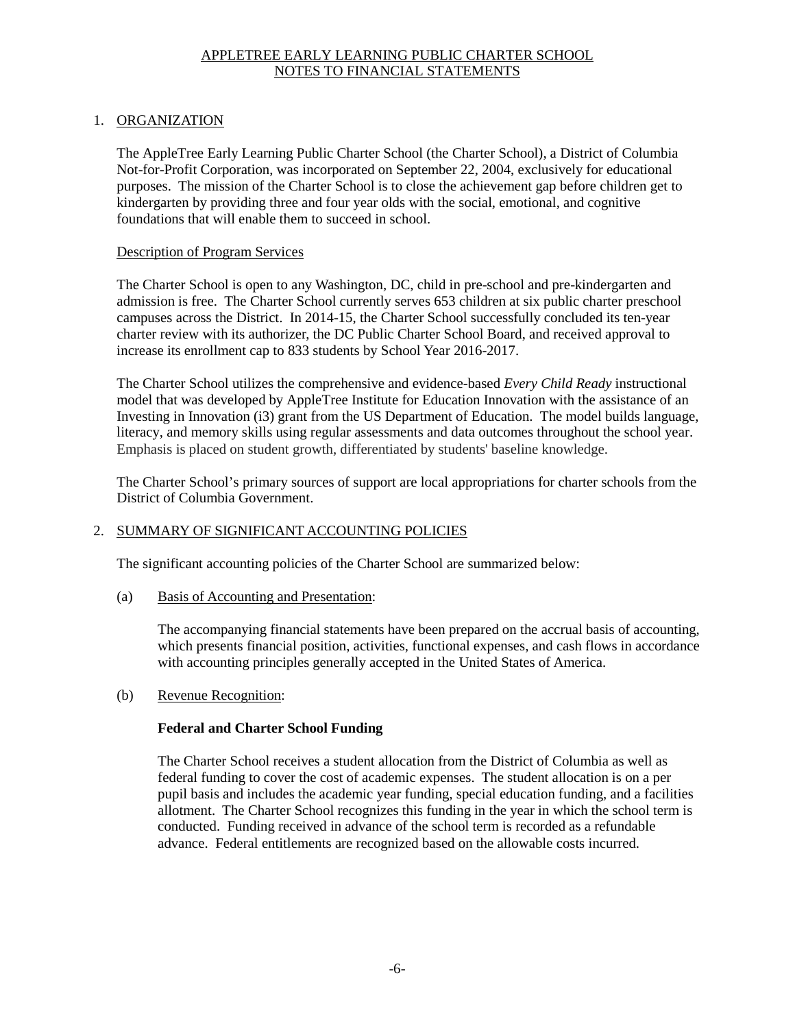APPLETREE EARLY LEARNING PUBLIC CHARTER SCHOOL
NOTES TO FINANCIAL STATEMENTS

## 1. ORGANIZATION

The AppleTree Early Learning Public Charter School (the Charter School), a District of Columbia Not-for-Profit Corporation, was incorporated on September 22, 2004, exclusively for educational purposes. The mission of the Charter School is to close the achievement gap before children get to kindergarten by providing three and four year olds with the social, emotional, and cognitive foundations that will enable them to succeed in school.

### Description of Program Services

The Charter School is open to any Washington, DC, child in pre-school and pre-kindergarten and admission is free. The Charter School currently serves 653 children at six public charter preschool campuses across the District. In 2014-15, the Charter School successfully concluded its ten-year charter review with its authorizer, the DC Public Charter School Board, and received approval to increase its enrollment cap to 833 students by School Year 2016-2017.

The Charter School utilizes the comprehensive and evidence-based *Every Child Ready* instructional model that was developed by AppleTree Institute for Education Innovation with the assistance of an Investing in Innovation (i3) grant from the US Department of Education. The model builds language, literacy, and memory skills using regular assessments and data outcomes throughout the school year. Emphasis is placed on student growth, differentiated by students' baseline knowledge.

The Charter School's primary sources of support are local appropriations for charter schools from the District of Columbia Government.

## 2. SUMMARY OF SIGNIFICANT ACCOUNTING POLICIES

The significant accounting policies of the Charter School are summarized below:

(a) Basis of Accounting and Presentation:

The accompanying financial statements have been prepared on the accrual basis of accounting, which presents financial position, activities, functional expenses, and cash flows in accordance with accounting principles generally accepted in the United States of America.

(b) Revenue Recognition:

**Federal and Charter School Funding**

The Charter School receives a student allocation from the District of Columbia as well as federal funding to cover the cost of academic expenses. The student allocation is on a per pupil basis and includes the academic year funding, special education funding, and a facilities allotment. The Charter School recognizes this funding in the year in which the school term is conducted. Funding received in advance of the school term is recorded as a refundable advance. Federal entitlements are recognized based on the allowable costs incurred.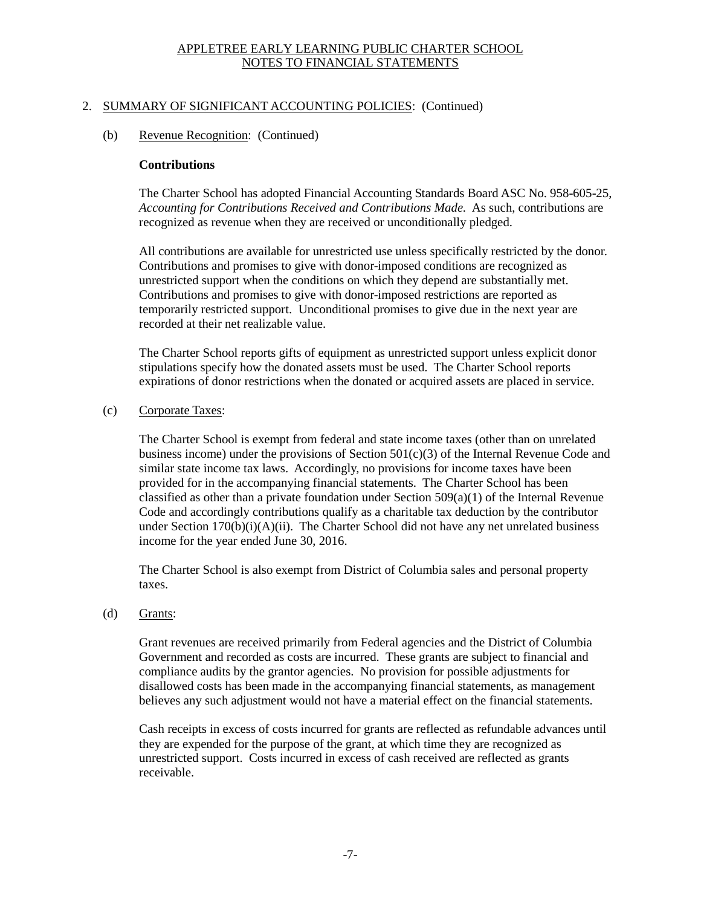APPLETREE EARLY LEARNING PUBLIC CHARTER SCHOOL
NOTES TO FINANCIAL STATEMENTS

2. SUMMARY OF SIGNIFICANT ACCOUNTING POLICIES: (Continued)

(b) Revenue Recognition: (Continued)

**Contributions**

The Charter School has adopted Financial Accounting Standards Board ASC No. 958-605-25, *Accounting for Contributions Received and Contributions Made.* As such, contributions are recognized as revenue when they are received or unconditionally pledged.

All contributions are available for unrestricted use unless specifically restricted by the donor. Contributions and promises to give with donor-imposed conditions are recognized as unrestricted support when the conditions on which they depend are substantially met. Contributions and promises to give with donor-imposed restrictions are reported as temporarily restricted support. Unconditional promises to give due in the next year are recorded at their net realizable value.

The Charter School reports gifts of equipment as unrestricted support unless explicit donor stipulations specify how the donated assets must be used. The Charter School reports expirations of donor restrictions when the donated or acquired assets are placed in service.

(c) Corporate Taxes:

The Charter School is exempt from federal and state income taxes (other than on unrelated business income) under the provisions of Section 501(c)(3) of the Internal Revenue Code and similar state income tax laws. Accordingly, no provisions for income taxes have been provided for in the accompanying financial statements. The Charter School has been classified as other than a private foundation under Section 509(a)(1) of the Internal Revenue Code and accordingly contributions qualify as a charitable tax deduction by the contributor under Section 170(b)(i)(A)(ii). The Charter School did not have any net unrelated business income for the year ended June 30, 2016.

The Charter School is also exempt from District of Columbia sales and personal property taxes.

(d) Grants:

Grant revenues are received primarily from Federal agencies and the District of Columbia Government and recorded as costs are incurred. These grants are subject to financial and compliance audits by the grantor agencies. No provision for possible adjustments for disallowed costs has been made in the accompanying financial statements, as management believes any such adjustment would not have a material effect on the financial statements.

Cash receipts in excess of costs incurred for grants are reflected as refundable advances until they are expended for the purpose of the grant, at which time they are recognized as unrestricted support. Costs incurred in excess of cash received are reflected as grants receivable.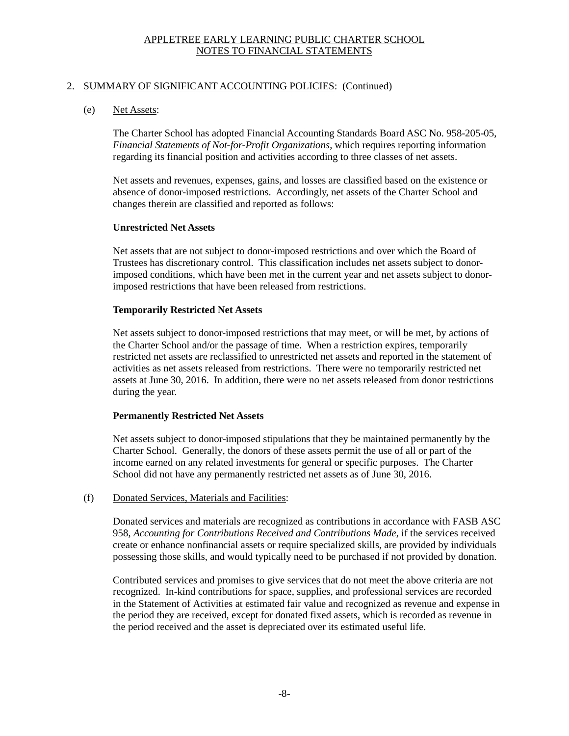## 2. SUMMARY OF SIGNIFICANT ACCOUNTING POLICIES: (Continued)

### (e) Net Assets:

The Charter School has adopted Financial Accounting Standards Board ASC No. 958-205-05, *Financial Statements of Not-for-Profit Organizations*, which requires reporting information regarding its financial position and activities according to three classes of net assets.

Net assets and revenues, expenses, gains, and losses are classified based on the existence or absence of donor-imposed restrictions. Accordingly, net assets of the Charter School and changes therein are classified and reported as follows:

**Unrestricted Net Assets**

Net assets that are not subject to donor-imposed restrictions and over which the Board of Trustees has discretionary control. This classification includes net assets subject to donor-imposed conditions, which have been met in the current year and net assets subject to donor-imposed restrictions that have been released from restrictions.

**Temporarily Restricted Net Assets**

Net assets subject to donor-imposed restrictions that may meet, or will be met, by actions of the Charter School and/or the passage of time. When a restriction expires, temporarily restricted net assets are reclassified to unrestricted net assets and reported in the statement of activities as net assets released from restrictions. There were no temporarily restricted net assets at June 30, 2016. In addition, there were no net assets released from donor restrictions during the year.

**Permanently Restricted Net Assets**

Net assets subject to donor-imposed stipulations that they be maintained permanently by the Charter School. Generally, the donors of these assets permit the use of all or part of the income earned on any related investments for general or specific purposes. The Charter School did not have any permanently restricted net assets as of June 30, 2016.

### (f) Donated Services, Materials and Facilities:

Donated services and materials are recognized as contributions in accordance with FASB ASC 958, *Accounting for Contributions Received and Contributions Made*, if the services received create or enhance nonfinancial assets or require specialized skills, are provided by individuals possessing those skills, and would typically need to be purchased if not provided by donation.

Contributed services and promises to give services that do not meet the above criteria are not recognized. In-kind contributions for space, supplies, and professional services are recorded in the Statement of Activities at estimated fair value and recognized as revenue and expense in the period they are received, except for donated fixed assets, which is recorded as revenue in the period received and the asset is depreciated over its estimated useful life.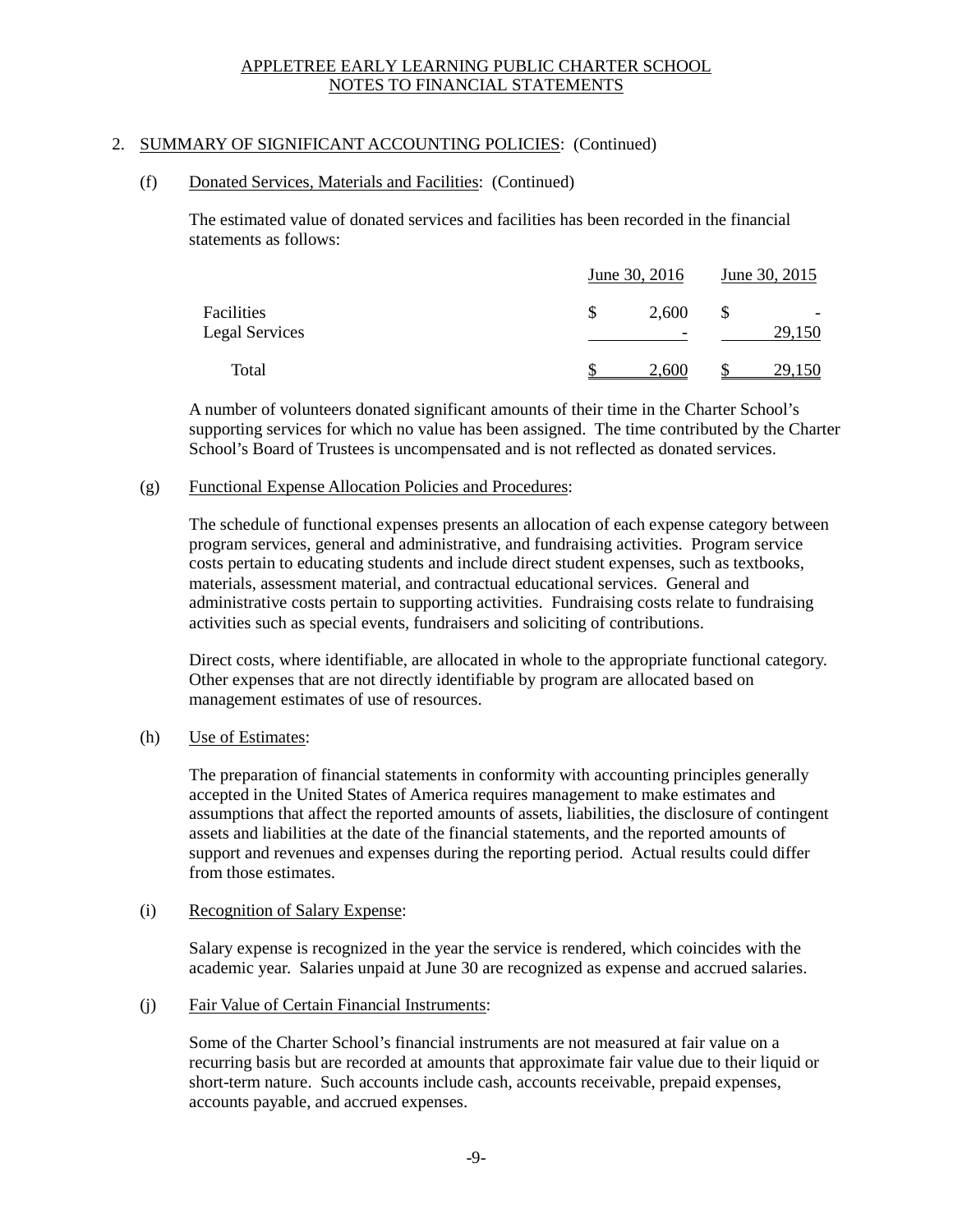APPLETREE EARLY LEARNING PUBLIC CHARTER SCHOOL
NOTES TO FINANCIAL STATEMENTS

2. SUMMARY OF SIGNIFICANT ACCOUNTING POLICIES: (Continued)

(f) Donated Services, Materials and Facilities: (Continued)

The estimated value of donated services and facilities has been recorded in the financial statements as follows:

| | June 30, 2016 | June 30, 2015 |
|---|---|---|
| Facilities | $ 2,600 | $ - |
| Legal Services | - | 29,150 |
| Total | $ 2,600 | $ 29,150 |

A number of volunteers donated significant amounts of their time in the Charter School's supporting services for which no value has been assigned. The time contributed by the Charter School's Board of Trustees is uncompensated and is not reflected as donated services.

(g) Functional Expense Allocation Policies and Procedures:

The schedule of functional expenses presents an allocation of each expense category between program services, general and administrative, and fundraising activities. Program service costs pertain to educating students and include direct student expenses, such as textbooks, materials, assessment material, and contractual educational services. General and administrative costs pertain to supporting activities. Fundraising costs relate to fundraising activities such as special events, fundraisers and soliciting of contributions.

Direct costs, where identifiable, are allocated in whole to the appropriate functional category. Other expenses that are not directly identifiable by program are allocated based on management estimates of use of resources.

(h) Use of Estimates:

The preparation of financial statements in conformity with accounting principles generally accepted in the United States of America requires management to make estimates and assumptions that affect the reported amounts of assets, liabilities, the disclosure of contingent assets and liabilities at the date of the financial statements, and the reported amounts of support and revenues and expenses during the reporting period. Actual results could differ from those estimates.

(i) Recognition of Salary Expense:

Salary expense is recognized in the year the service is rendered, which coincides with the academic year. Salaries unpaid at June 30 are recognized as expense and accrued salaries.

(j) Fair Value of Certain Financial Instruments:

Some of the Charter School's financial instruments are not measured at fair value on a recurring basis but are recorded at amounts that approximate fair value due to their liquid or short-term nature. Such accounts include cash, accounts receivable, prepaid expenses, accounts payable, and accrued expenses.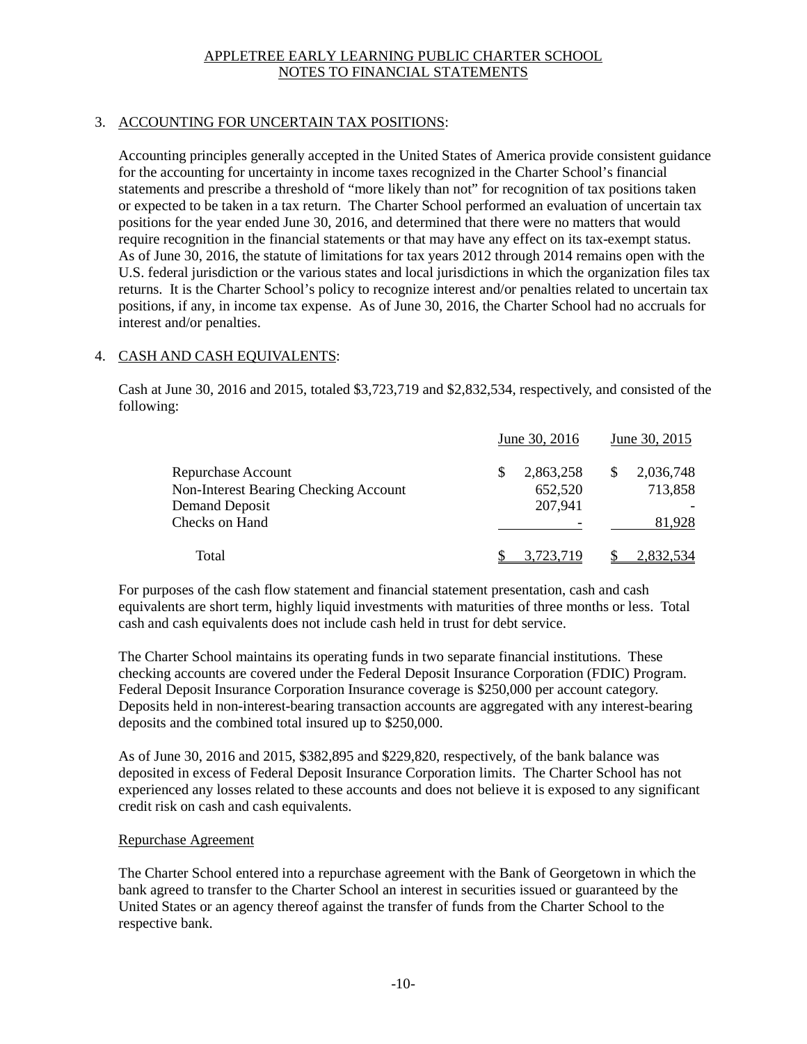## APPLETREE EARLY LEARNING PUBLIC CHARTER SCHOOL
## NOTES TO FINANCIAL STATEMENTS

### 3. ACCOUNTING FOR UNCERTAIN TAX POSITIONS:

Accounting principles generally accepted in the United States of America provide consistent guidance for the accounting for uncertainty in income taxes recognized in the Charter School's financial statements and prescribe a threshold of "more likely than not" for recognition of tax positions taken or expected to be taken in a tax return. The Charter School performed an evaluation of uncertain tax positions for the year ended June 30, 2016, and determined that there were no matters that would require recognition in the financial statements or that may have any effect on its tax-exempt status. As of June 30, 2016, the statute of limitations for tax years 2012 through 2014 remains open with the U.S. federal jurisdiction or the various states and local jurisdictions in which the organization files tax returns. It is the Charter School's policy to recognize interest and/or penalties related to uncertain tax positions, if any, in income tax expense. As of June 30, 2016, the Charter School had no accruals for interest and/or penalties.

### 4. CASH AND CASH EQUIVALENTS:

Cash at June 30, 2016 and 2015, totaled $3,723,719 and $2,832,534, respectively, and consisted of the following:

| | June 30, 2016 | June 30, 2015 |
|---|---|---|
| Repurchase Account | $ 2,863,258 | $ 2,036,748 |
| Non-Interest Bearing Checking Account | 652,520 | 713,858 |
| Demand Deposit | 207,941 | - |
| Checks on Hand | - | 81,928 |
| Total | $ 3,723,719 | $ 2,832,534 |

For purposes of the cash flow statement and financial statement presentation, cash and cash equivalents are short term, highly liquid investments with maturities of three months or less. Total cash and cash equivalents does not include cash held in trust for debt service.

The Charter School maintains its operating funds in two separate financial institutions. These checking accounts are covered under the Federal Deposit Insurance Corporation (FDIC) Program. Federal Deposit Insurance Corporation Insurance coverage is $250,000 per account category. Deposits held in non-interest-bearing transaction accounts are aggregated with any interest-bearing deposits and the combined total insured up to $250,000.

As of June 30, 2016 and 2015, $382,895 and $229,820, respectively, of the bank balance was deposited in excess of Federal Deposit Insurance Corporation limits. The Charter School has not experienced any losses related to these accounts and does not believe it is exposed to any significant credit risk on cash and cash equivalents.

Repurchase Agreement

The Charter School entered into a repurchase agreement with the Bank of Georgetown in which the bank agreed to transfer to the Charter School an interest in securities issued or guaranteed by the United States or an agency thereof against the transfer of funds from the Charter School to the respective bank.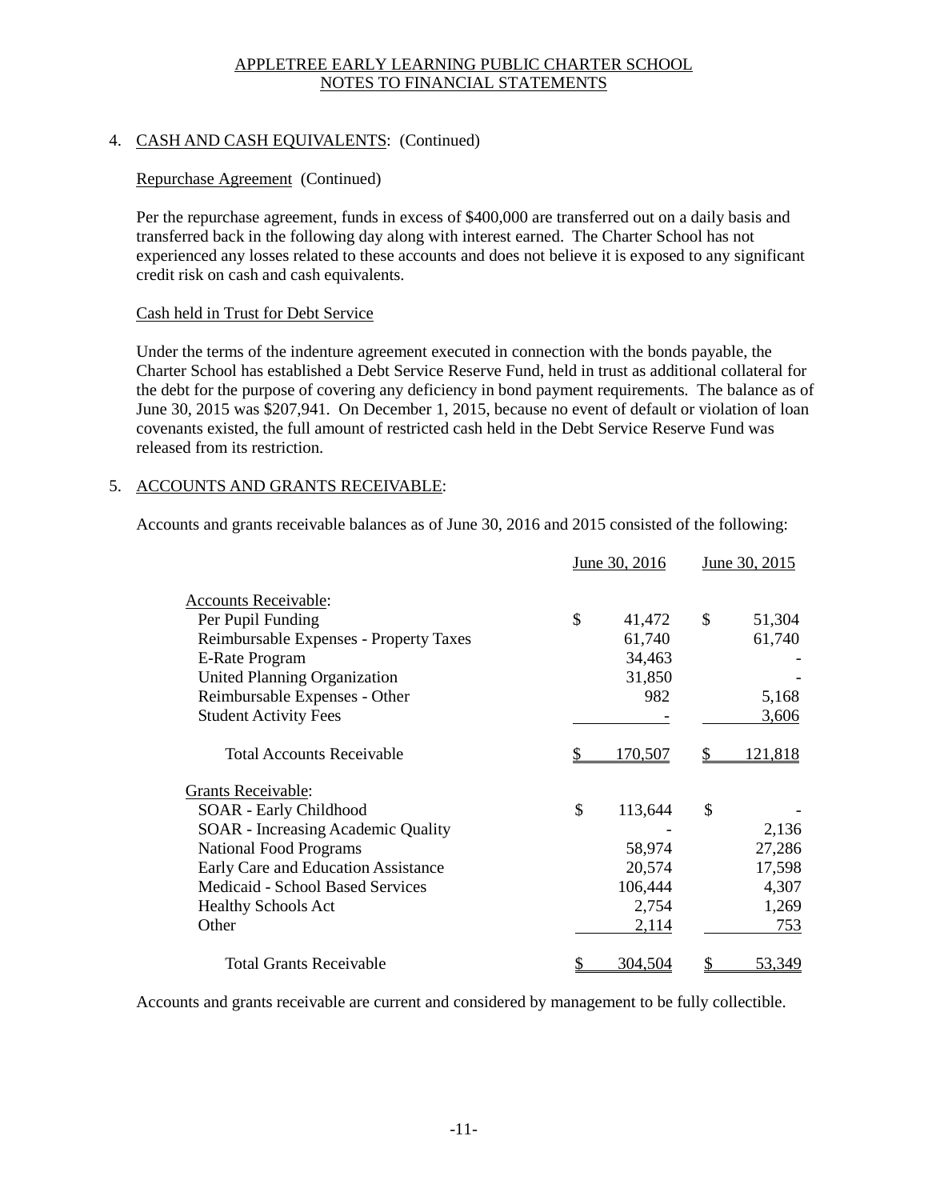APPLETREE EARLY LEARNING PUBLIC CHARTER SCHOOL
NOTES TO FINANCIAL STATEMENTS

4. CASH AND CASH EQUIVALENTS: (Continued)

Repurchase Agreement (Continued)

Per the repurchase agreement, funds in excess of $400,000 are transferred out on a daily basis and transferred back in the following day along with interest earned. The Charter School has not experienced any losses related to these accounts and does not believe it is exposed to any significant credit risk on cash and cash equivalents.

Cash held in Trust for Debt Service

Under the terms of the indenture agreement executed in connection with the bonds payable, the Charter School has established a Debt Service Reserve Fund, held in trust as additional collateral for the debt for the purpose of covering any deficiency in bond payment requirements. The balance as of June 30, 2015 was $207,941. On December 1, 2015, because no event of default or violation of loan covenants existed, the full amount of restricted cash held in the Debt Service Reserve Fund was released from its restriction.

5. ACCOUNTS AND GRANTS RECEIVABLE:

Accounts and grants receivable balances as of June 30, 2016 and 2015 consisted of the following:

| | June 30, 2016 | June 30, 2015 |
|---|---|---|
| Accounts Receivable: | | |
| Per Pupil Funding | $ 41,472 | $ 51,304 |
| Reimbursable Expenses - Property Taxes | 61,740 | 61,740 |
| E-Rate Program | 34,463 | - |
| United Planning Organization | 31,850 | - |
| Reimbursable Expenses - Other | 982 | 5,168 |
| Student Activity Fees | - | 3,606 |
| Total Accounts Receivable | $ 170,507 | $ 121,818 |
| Grants Receivable: | | |
| SOAR - Early Childhood | $ 113,644 | $ - |
| SOAR - Increasing Academic Quality | - | 2,136 |
| National Food Programs | 58,974 | 27,286 |
| Early Care and Education Assistance | 20,574 | 17,598 |
| Medicaid - School Based Services | 106,444 | 4,307 |
| Healthy Schools Act | 2,754 | 1,269 |
| Other | 2,114 | 753 |
| Total Grants Receivable | $ 304,504 | $ 53,349 |

Accounts and grants receivable are current and considered by management to be fully collectible.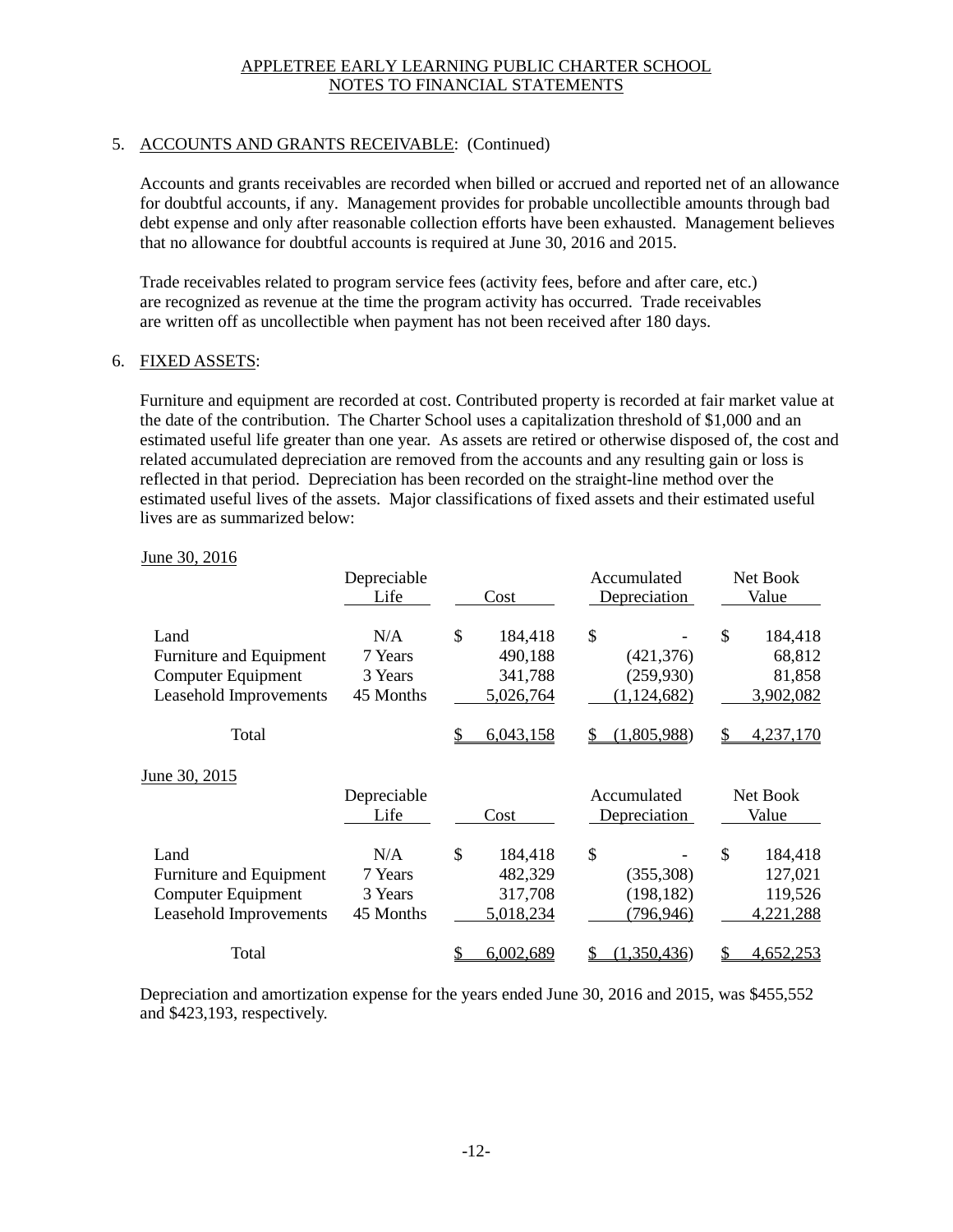APPLETREE EARLY LEARNING PUBLIC CHARTER SCHOOL
NOTES TO FINANCIAL STATEMENTS

5. ACCOUNTS AND GRANTS RECEIVABLE: (Continued)

Accounts and grants receivables are recorded when billed or accrued and reported net of an allowance for doubtful accounts, if any. Management provides for probable uncollectible amounts through bad debt expense and only after reasonable collection efforts have been exhausted. Management believes that no allowance for doubtful accounts is required at June 30, 2016 and 2015.

Trade receivables related to program service fees (activity fees, before and after care, etc.) are recognized as revenue at the time the program activity has occurred. Trade receivables are written off as uncollectible when payment has not been received after 180 days.

6. FIXED ASSETS:

Furniture and equipment are recorded at cost. Contributed property is recorded at fair market value at the date of the contribution. The Charter School uses a capitalization threshold of $1,000 and an estimated useful life greater than one year. As assets are retired or otherwise disposed of, the cost and related accumulated depreciation are removed from the accounts and any resulting gain or loss is reflected in that period. Depreciation has been recorded on the straight-line method over the estimated useful lives of the assets. Major classifications of fixed assets and their estimated useful lives are as summarized below:

June 30, 2016

| | Depreciable Life | Cost | Accumulated Depreciation | Net Book Value |
|---|---|---|---|---|
| Land | N/A | $ 184,418 | $ - | $ 184,418 |
| Furniture and Equipment | 7 Years | 490,188 | (421,376) | 68,812 |
| Computer Equipment | 3 Years | 341,788 | (259,930) | 81,858 |
| Leasehold Improvements | 45 Months | 5,026,764 | (1,124,682) | 3,902,082 |
| Total | | $ 6,043,158 | $ (1,805,988) | $ 4,237,170 |

June 30, 2015

| | Depreciable Life | Cost | Accumulated Depreciation | Net Book Value |
|---|---|---|---|---|
| Land | N/A | $ 184,418 | $ - | $ 184,418 |
| Furniture and Equipment | 7 Years | 482,329 | (355,308) | 127,021 |
| Computer Equipment | 3 Years | 317,708 | (198,182) | 119,526 |
| Leasehold Improvements | 45 Months | 5,018,234 | (796,946) | 4,221,288 |
| Total | | $ 6,002,689 | $ (1,350,436) | $ 4,652,253 |

Depreciation and amortization expense for the years ended June 30, 2016 and 2015, was $455,552 and $423,193, respectively.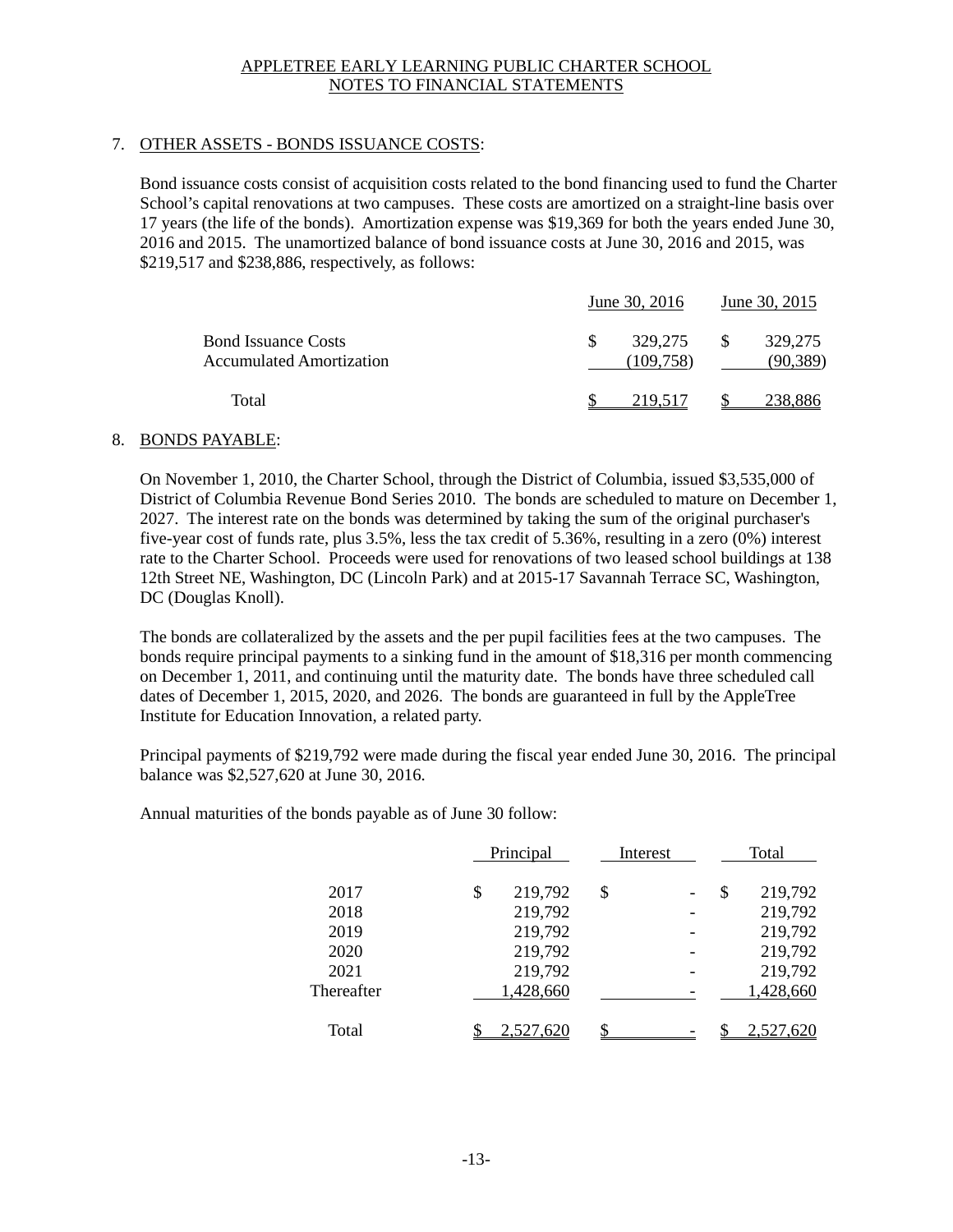APPLETREE EARLY LEARNING PUBLIC CHARTER SCHOOL
NOTES TO FINANCIAL STATEMENTS

## 7. OTHER ASSETS - BONDS ISSUANCE COSTS:

Bond issuance costs consist of acquisition costs related to the bond financing used to fund the Charter School's capital renovations at two campuses. These costs are amortized on a straight-line basis over 17 years (the life of the bonds). Amortization expense was $19,369 for both the years ended June 30, 2016 and 2015. The unamortized balance of bond issuance costs at June 30, 2016 and 2015, was $219,517 and $238,886, respectively, as follows:

| | June 30, 2016 | June 30, 2015 |
|---|---|---|
| Bond Issuance Costs | $ 329,275 | $ 329,275 |
| Accumulated Amortization | (109,758) | (90,389) |
| Total | $ 219,517 | $ 238,886 |

## 8. BONDS PAYABLE:

On November 1, 2010, the Charter School, through the District of Columbia, issued $3,535,000 of District of Columbia Revenue Bond Series 2010. The bonds are scheduled to mature on December 1, 2027. The interest rate on the bonds was determined by taking the sum of the original purchaser's five-year cost of funds rate, plus 3.5%, less the tax credit of 5.36%, resulting in a zero (0%) interest rate to the Charter School. Proceeds were used for renovations of two leased school buildings at 138 12th Street NE, Washington, DC (Lincoln Park) and at 2015-17 Savannah Terrace SC, Washington, DC (Douglas Knoll).

The bonds are collateralized by the assets and the per pupil facilities fees at the two campuses. The bonds require principal payments to a sinking fund in the amount of $18,316 per month commencing on December 1, 2011, and continuing until the maturity date. The bonds have three scheduled call dates of December 1, 2015, 2020, and 2026. The bonds are guaranteed in full by the AppleTree Institute for Education Innovation, a related party.

Principal payments of $219,792 were made during the fiscal year ended June 30, 2016. The principal balance was $2,527,620 at June 30, 2016.

Annual maturities of the bonds payable as of June 30 follow:

| | Principal | Interest | Total |
|---|---|---|---|
| 2017 | $ 219,792 | $ - | $ 219,792 |
| 2018 | 219,792 | - | 219,792 |
| 2019 | 219,792 | - | 219,792 |
| 2020 | 219,792 | - | 219,792 |
| 2021 | 219,792 | - | 219,792 |
| Thereafter | 1,428,660 | - | 1,428,660 |
| Total | $ 2,527,620 | $ - | $ 2,527,620 |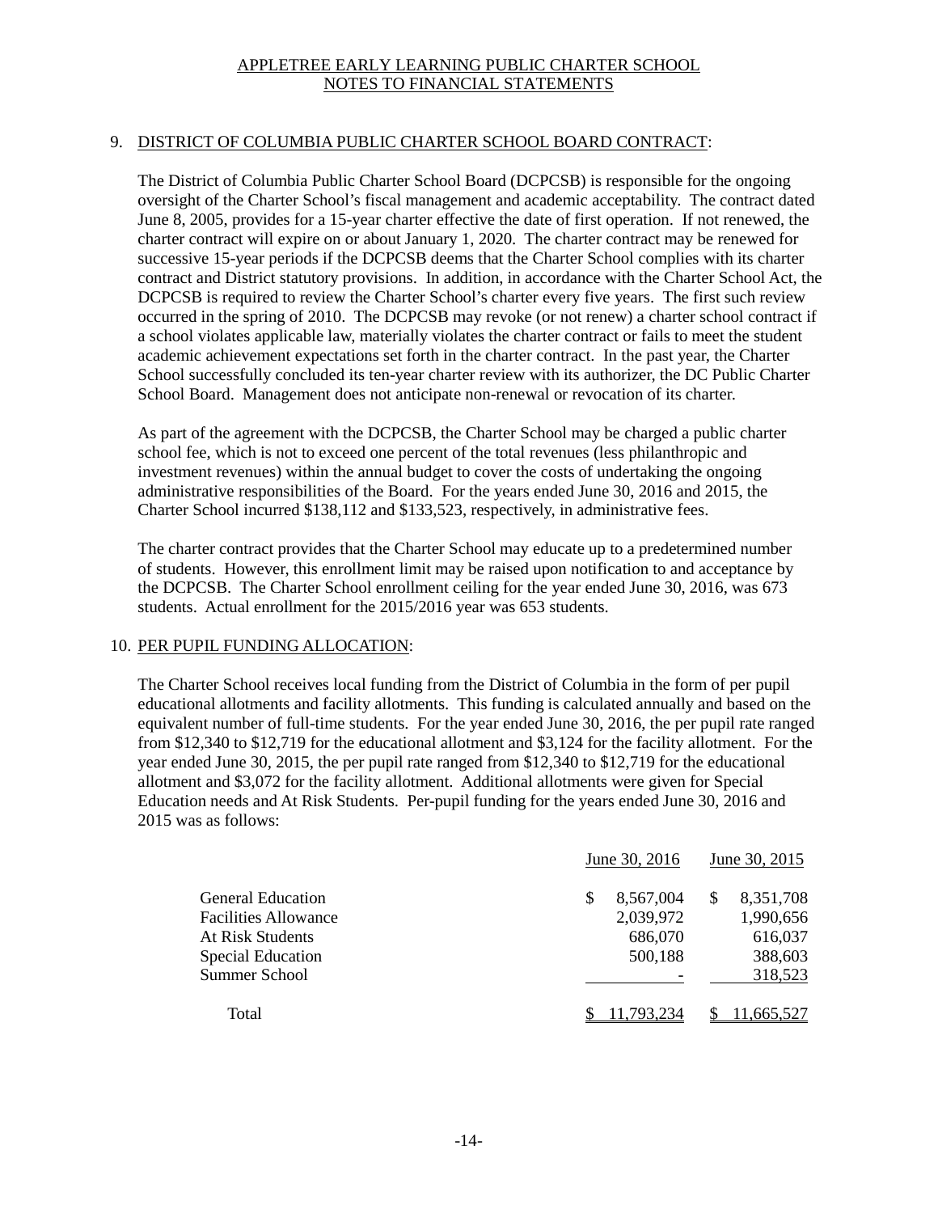APPLETREE EARLY LEARNING PUBLIC CHARTER SCHOOL
NOTES TO FINANCIAL STATEMENTS

## 9. DISTRICT OF COLUMBIA PUBLIC CHARTER SCHOOL BOARD CONTRACT:

The District of Columbia Public Charter School Board (DCPCSB) is responsible for the ongoing oversight of the Charter School's fiscal management and academic acceptability. The contract dated June 8, 2005, provides for a 15-year charter effective the date of first operation. If not renewed, the charter contract will expire on or about January 1, 2020. The charter contract may be renewed for successive 15-year periods if the DCPCSB deems that the Charter School complies with its charter contract and District statutory provisions. In addition, in accordance with the Charter School Act, the DCPCSB is required to review the Charter School's charter every five years. The first such review occurred in the spring of 2010. The DCPCSB may revoke (or not renew) a charter school contract if a school violates applicable law, materially violates the charter contract or fails to meet the student academic achievement expectations set forth in the charter contract. In the past year, the Charter School successfully concluded its ten-year charter review with its authorizer, the DC Public Charter School Board. Management does not anticipate non-renewal or revocation of its charter.

As part of the agreement with the DCPCSB, the Charter School may be charged a public charter school fee, which is not to exceed one percent of the total revenues (less philanthropic and investment revenues) within the annual budget to cover the costs of undertaking the ongoing administrative responsibilities of the Board. For the years ended June 30, 2016 and 2015, the Charter School incurred $138,112 and $133,523, respectively, in administrative fees.

The charter contract provides that the Charter School may educate up to a predetermined number of students. However, this enrollment limit may be raised upon notification to and acceptance by the DCPCSB. The Charter School enrollment ceiling for the year ended June 30, 2016, was 673 students. Actual enrollment for the 2015/2016 year was 653 students.

## 10. PER PUPIL FUNDING ALLOCATION:

The Charter School receives local funding from the District of Columbia in the form of per pupil educational allotments and facility allotments. This funding is calculated annually and based on the equivalent number of full-time students. For the year ended June 30, 2016, the per pupil rate ranged from $12,340 to $12,719 for the educational allotment and $3,124 for the facility allotment. For the year ended June 30, 2015, the per pupil rate ranged from $12,340 to $12,719 for the educational allotment and $3,072 for the facility allotment. Additional allotments were given for Special Education needs and At Risk Students. Per-pupil funding for the years ended June 30, 2016 and 2015 was as follows:

| | June 30, 2016 | June 30, 2015 |
|---|---|---|
| General Education | $ 8,567,004 | $ 8,351,708 |
| Facilities Allowance | 2,039,972 | 1,990,656 |
| At Risk Students | 686,070 | 616,037 |
| Special Education | 500,188 | 388,603 |
| Summer School | - | 318,523 |
| Total | $ 11,793,234 | $ 11,665,527 |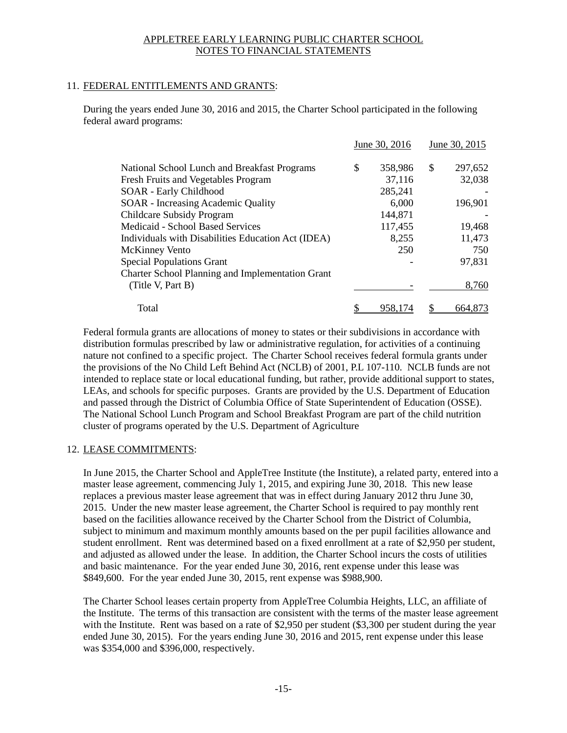APPLETREE EARLY LEARNING PUBLIC CHARTER SCHOOL
NOTES TO FINANCIAL STATEMENTS

## 11. FEDERAL ENTITLEMENTS AND GRANTS:

During the years ended June 30, 2016 and 2015, the Charter School participated in the following federal award programs:

| | June 30, 2016 | June 30, 2015 |
|---|---|---|
| National School Lunch and Breakfast Programs | $ 358,986 | $ 297,652 |
| Fresh Fruits and Vegetables Program | 37,116 | 32,038 |
| SOAR - Early Childhood | 285,241 | - |
| SOAR - Increasing Academic Quality | 6,000 | 196,901 |
| Childcare Subsidy Program | 144,871 | - |
| Medicaid - School Based Services | 117,455 | 19,468 |
| Individuals with Disabilities Education Act (IDEA) | 8,255 | 11,473 |
| McKinney Vento | 250 | 750 |
| Special Populations Grant | - | 97,831 |
| Charter School Planning and Implementation Grant (Title V, Part B) | - | 8,760 |
| Total | $ 958,174 | $ 664,873 |

Federal formula grants are allocations of money to states or their subdivisions in accordance with distribution formulas prescribed by law or administrative regulation, for activities of a continuing nature not confined to a specific project. The Charter School receives federal formula grants under the provisions of the No Child Left Behind Act (NCLB) of 2001, P.L 107-110. NCLB funds are not intended to replace state or local educational funding, but rather, provide additional support to states, LEAs, and schools for specific purposes. Grants are provided by the U.S. Department of Education and passed through the District of Columbia Office of State Superintendent of Education (OSSE). The National School Lunch Program and School Breakfast Program are part of the child nutrition cluster of programs operated by the U.S. Department of Agriculture

## 12. LEASE COMMITMENTS:

In June 2015, the Charter School and AppleTree Institute (the Institute), a related party, entered into a master lease agreement, commencing July 1, 2015, and expiring June 30, 2018. This new lease replaces a previous master lease agreement that was in effect during January 2012 thru June 30, 2015. Under the new master lease agreement, the Charter School is required to pay monthly rent based on the facilities allowance received by the Charter School from the District of Columbia, subject to minimum and maximum monthly amounts based on the per pupil facilities allowance and student enrollment. Rent was determined based on a fixed enrollment at a rate of $2,950 per student, and adjusted as allowed under the lease. In addition, the Charter School incurs the costs of utilities and basic maintenance. For the year ended June 30, 2016, rent expense under this lease was $849,600. For the year ended June 30, 2015, rent expense was $988,900.

The Charter School leases certain property from AppleTree Columbia Heights, LLC, an affiliate of the Institute. The terms of this transaction are consistent with the terms of the master lease agreement with the Institute. Rent was based on a rate of $2,950 per student ($3,300 per student during the year ended June 30, 2015). For the years ending June 30, 2016 and 2015, rent expense under this lease was $354,000 and $396,000, respectively.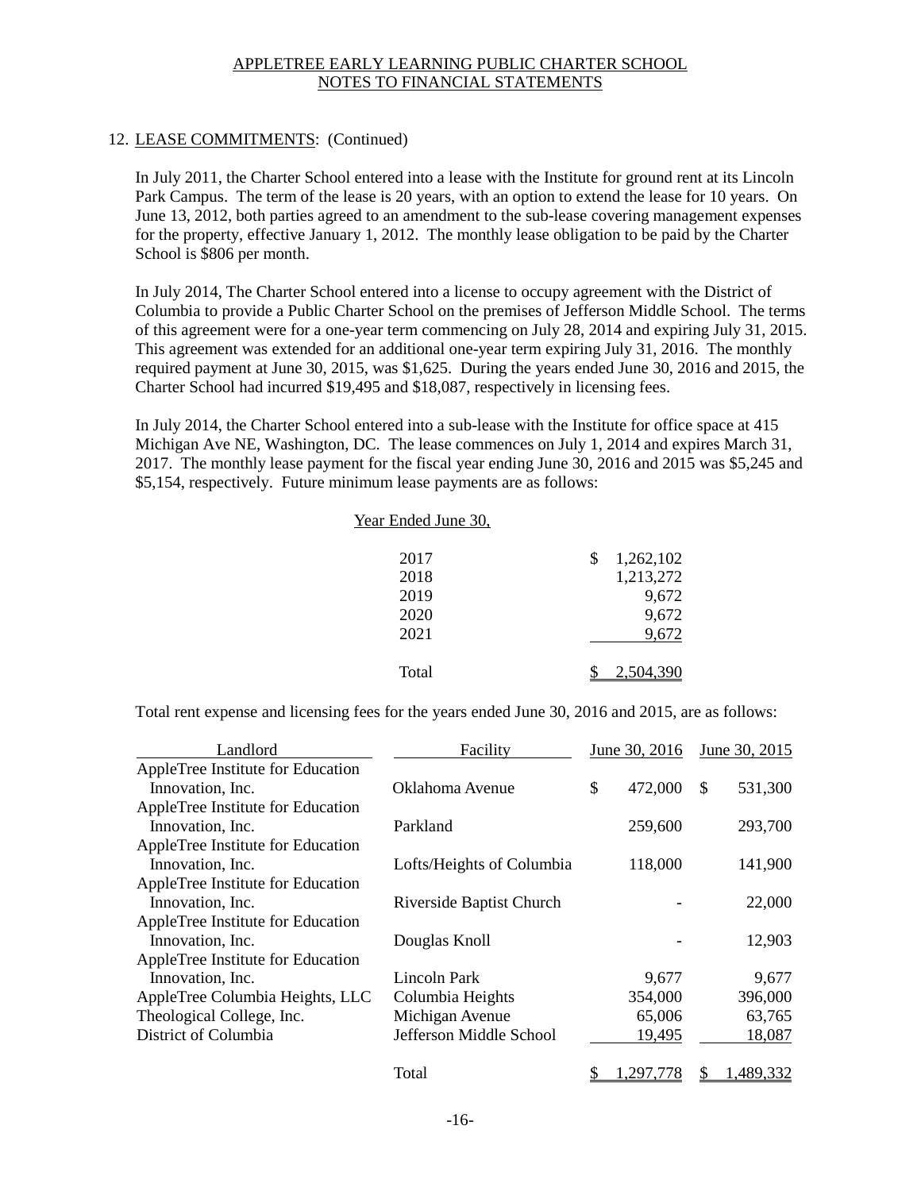APPLETREE EARLY LEARNING PUBLIC CHARTER SCHOOL
NOTES TO FINANCIAL STATEMENTS

12. LEASE COMMITMENTS: (Continued)

In July 2011, the Charter School entered into a lease with the Institute for ground rent at its Lincoln Park Campus. The term of the lease is 20 years, with an option to extend the lease for 10 years. On June 13, 2012, both parties agreed to an amendment to the sub-lease covering management expenses for the property, effective January 1, 2012. The monthly lease obligation to be paid by the Charter School is $806 per month.

In July 2014, The Charter School entered into a license to occupy agreement with the District of Columbia to provide a Public Charter School on the premises of Jefferson Middle School. The terms of this agreement were for a one-year term commencing on July 28, 2014 and expiring July 31, 2015. This agreement was extended for an additional one-year term expiring July 31, 2016. The monthly required payment at June 30, 2015, was $1,625. During the years ended June 30, 2016 and 2015, the Charter School had incurred $19,495 and $18,087, respectively in licensing fees.

In July 2014, the Charter School entered into a sub-lease with the Institute for office space at 415 Michigan Ave NE, Washington, DC. The lease commences on July 1, 2014 and expires March 31, 2017. The monthly lease payment for the fiscal year ending June 30, 2016 and 2015 was $5,245 and $5,154, respectively. Future minimum lease payments are as follows:

| Year Ended June 30, | |
|---|---|
| 2017 | $ 1,262,102 |
| 2018 | 1,213,272 |
| 2019 | 9,672 |
| 2020 | 9,672 |
| 2021 | 9,672 |
| Total | $ 2,504,390 |

Total rent expense and licensing fees for the years ended June 30, 2016 and 2015, are as follows:

| Landlord | Facility | June 30, 2016 | June 30, 2015 |
|---|---|---|---|
| AppleTree Institute for Education Innovation, Inc. | Oklahoma Avenue | $ 472,000 | $ 531,300 |
| AppleTree Institute for Education Innovation, Inc. | Parkland | 259,600 | 293,700 |
| AppleTree Institute for Education Innovation, Inc. | Lofts/Heights of Columbia | 118,000 | 141,900 |
| AppleTree Institute for Education Innovation, Inc. | Riverside Baptist Church | - | 22,000 |
| AppleTree Institute for Education Innovation, Inc. | Douglas Knoll | - | 12,903 |
| AppleTree Institute for Education Innovation, Inc. | Lincoln Park | 9,677 | 9,677 |
| AppleTree Columbia Heights, LLC | Columbia Heights | 354,000 | 396,000 |
| Theological College, Inc. | Michigan Avenue | 65,006 | 63,765 |
| District of Columbia | Jefferson Middle School | 19,495 | 18,087 |
| | Total | $ 1,297,778 | $ 1,489,332 |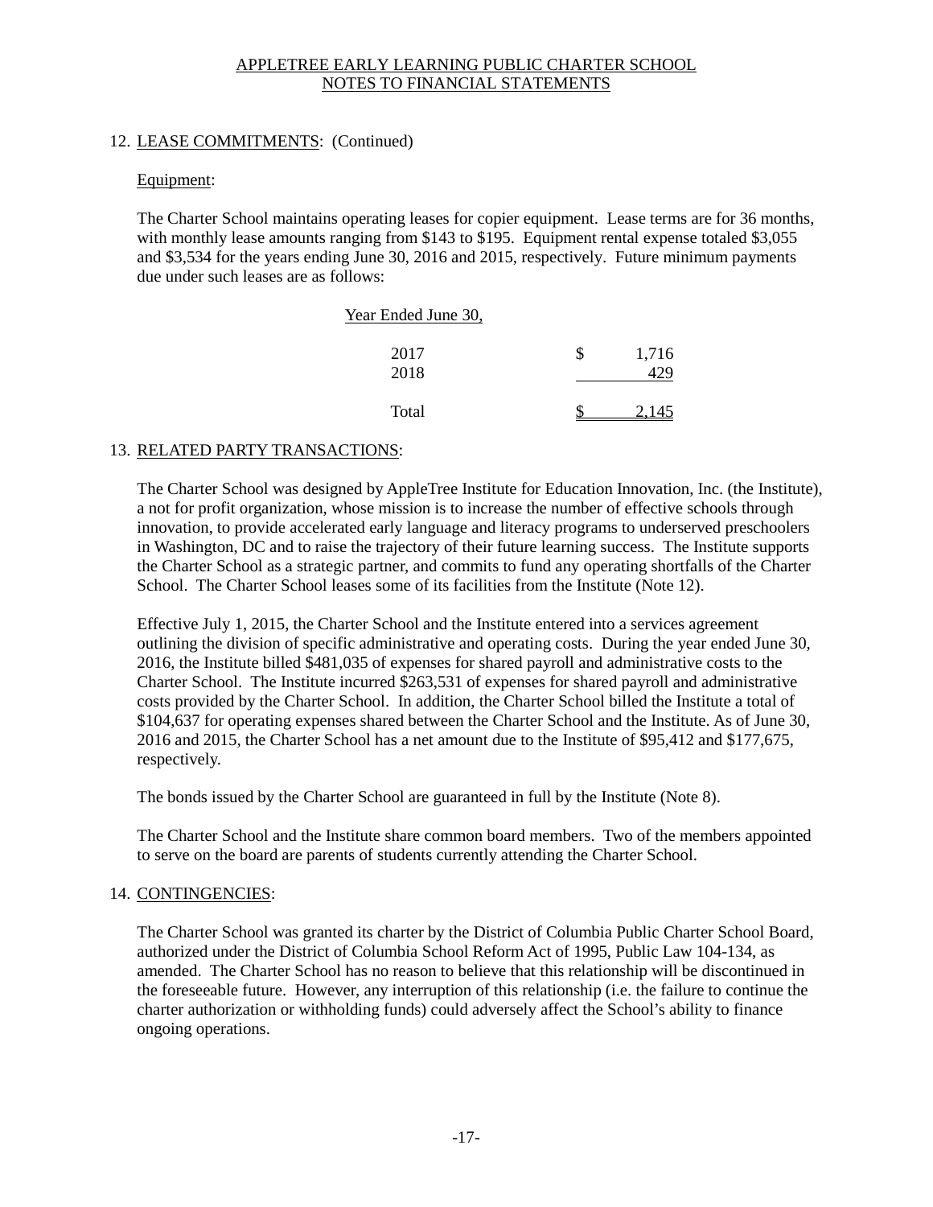APPLETREE EARLY LEARNING PUBLIC CHARTER SCHOOL
NOTES TO FINANCIAL STATEMENTS

## 12. LEASE COMMITMENTS: (Continued)

### Equipment:

The Charter School maintains operating leases for copier equipment. Lease terms are for 36 months, with monthly lease amounts ranging from $143 to $195. Equipment rental expense totaled $3,055 and $3,534 for the years ending June 30, 2016 and 2015, respectively. Future minimum payments due under such leases are as follows:

| Year Ended June 30, | |
|---|---|
| 2017 | $ 1,716 |
| 2018 | 429 |
| Total | $ 2,145 |

## 13. RELATED PARTY TRANSACTIONS:

The Charter School was designed by AppleTree Institute for Education Innovation, Inc. (the Institute), a not for profit organization, whose mission is to increase the number of effective schools through innovation, to provide accelerated early language and literacy programs to underserved preschoolers in Washington, DC and to raise the trajectory of their future learning success. The Institute supports the Charter School as a strategic partner, and commits to fund any operating shortfalls of the Charter School. The Charter School leases some of its facilities from the Institute (Note 12).

Effective July 1, 2015, the Charter School and the Institute entered into a services agreement outlining the division of specific administrative and operating costs. During the year ended June 30, 2016, the Institute billed $481,035 of expenses for shared payroll and administrative costs to the Charter School. The Institute incurred $263,531 of expenses for shared payroll and administrative costs provided by the Charter School. In addition, the Charter School billed the Institute a total of $104,637 for operating expenses shared between the Charter School and the Institute. As of June 30, 2016 and 2015, the Charter School has a net amount due to the Institute of $95,412 and $177,675, respectively.

The bonds issued by the Charter School are guaranteed in full by the Institute (Note 8).

The Charter School and the Institute share common board members. Two of the members appointed to serve on the board are parents of students currently attending the Charter School.

## 14. CONTINGENCIES:

The Charter School was granted its charter by the District of Columbia Public Charter School Board, authorized under the District of Columbia School Reform Act of 1995, Public Law 104-134, as amended. The Charter School has no reason to believe that this relationship will be discontinued in the foreseeable future. However, any interruption of this relationship (i.e. the failure to continue the charter authorization or withholding funds) could adversely affect the School's ability to finance ongoing operations.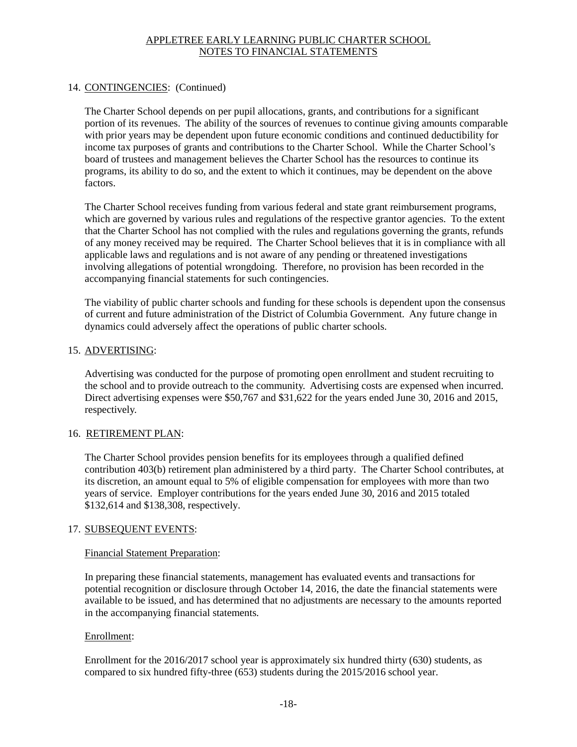## 14. CONTINGENCIES: (Continued)

The Charter School depends on per pupil allocations, grants, and contributions for a significant portion of its revenues. The ability of the sources of revenues to continue giving amounts comparable with prior years may be dependent upon future economic conditions and continued deductibility for income tax purposes of grants and contributions to the Charter School. While the Charter School's board of trustees and management believes the Charter School has the resources to continue its programs, its ability to do so, and the extent to which it continues, may be dependent on the above factors.

The Charter School receives funding from various federal and state grant reimbursement programs, which are governed by various rules and regulations of the respective grantor agencies. To the extent that the Charter School has not complied with the rules and regulations governing the grants, refunds of any money received may be required. The Charter School believes that it is in compliance with all applicable laws and regulations and is not aware of any pending or threatened investigations involving allegations of potential wrongdoing. Therefore, no provision has been recorded in the accompanying financial statements for such contingencies.

The viability of public charter schools and funding for these schools is dependent upon the consensus of current and future administration of the District of Columbia Government. Any future change in dynamics could adversely affect the operations of public charter schools.

## 15. ADVERTISING:

Advertising was conducted for the purpose of promoting open enrollment and student recruiting to the school and to provide outreach to the community. Advertising costs are expensed when incurred. Direct advertising expenses were $50,767 and $31,622 for the years ended June 30, 2016 and 2015, respectively.

## 16. RETIREMENT PLAN:

The Charter School provides pension benefits for its employees through a qualified defined contribution 403(b) retirement plan administered by a third party. The Charter School contributes, at its discretion, an amount equal to 5% of eligible compensation for employees with more than two years of service. Employer contributions for the years ended June 30, 2016 and 2015 totaled $132,614 and $138,308, respectively.

## 17. SUBSEQUENT EVENTS:

### Financial Statement Preparation:

In preparing these financial statements, management has evaluated events and transactions for potential recognition or disclosure through October 14, 2016, the date the financial statements were available to be issued, and has determined that no adjustments are necessary to the amounts reported in the accompanying financial statements.

### Enrollment:

Enrollment for the 2016/2017 school year is approximately six hundred thirty (630) students, as compared to six hundred fifty-three (653) students during the 2015/2016 school year.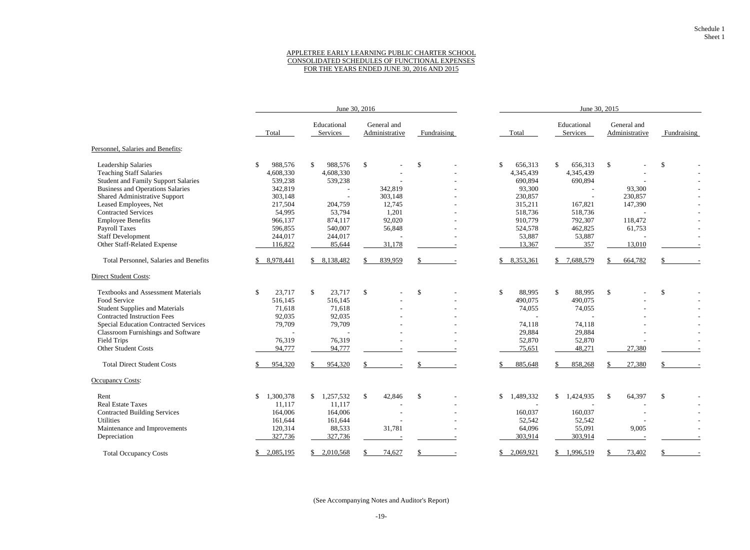Schedule 1
Sheet 1

APPLETREE EARLY LEARNING PUBLIC CHARTER SCHOOL
CONSOLIDATED SCHEDULES OF FUNCTIONAL EXPENSES
FOR THE YEARS ENDED JUNE 30, 2016 AND 2015

| | June 30, 2016 | | | | June 30, 2015 | | | |
|---|---|---|---|---|---|---|---|---|
| | Total | Educational Services | General and Administrative | Fundraising | Total | Educational Services | General and Administrative | Fundraising |
| **Personnel, Salaries and Benefits:** | | | | | | | | |
| Leadership Salaries | $ 988,576 | $ 988,576 | $ - | $ - | $ 656,313 | $ 656,313 | $ - | $ - |
| Teaching Staff Salaries | 4,608,330 | 4,608,330 | - | - | 4,345,439 | 4,345,439 | - | - |
| Student and Family Support Salaries | 539,238 | 539,238 | - | - | 690,894 | 690,894 | - | - |
| Business and Operations Salaries | 342,819 | - | 342,819 | - | 93,300 | - | 93,300 | - |
| Shared Administrative Support | 303,148 | - | 303,148 | - | 230,857 | - | 230,857 | - |
| Leased Employees, Net | 217,504 | 204,759 | 12,745 | - | 315,211 | 167,821 | 147,390 | - |
| Contracted Services | 54,995 | 53,794 | 1,201 | - | 518,736 | 518,736 | - | - |
| Employee Benefits | 966,137 | 874,117 | 92,020 | - | 910,779 | 792,307 | 118,472 | - |
| Payroll Taxes | 596,855 | 540,007 | 56,848 | - | 524,578 | 462,825 | 61,753 | - |
| Staff Development | 244,017 | 244,017 | - | - | 53,887 | 53,887 | - | - |
| Other Staff-Related Expense | 116,822 | 85,644 | 31,178 | - | 13,367 | 357 | 13,010 | - |
| Total Personnel, Salaries and Benefits | $ 8,978,441 | $ 8,138,482 | $ 839,959 | $ - | $ 8,353,361 | $ 7,688,579 | $ 664,782 | $ - |
| **Direct Student Costs:** | | | | | | | | |
| Textbooks and Assessment Materials | $ 23,717 | $ 23,717 | $ - | $ - | $ 88,995 | $ 88,995 | $ - | $ - |
| Food Service | 516,145 | 516,145 | - | - | 490,075 | 490,075 | - | - |
| Student Supplies and Materials | 71,618 | 71,618 | - | - | 74,055 | 74,055 | - | - |
| Contracted Instruction Fees | 92,035 | 92,035 | - | - | - | - | - | - |
| Special Education Contracted Services | 79,709 | 79,709 | - | - | 74,118 | 74,118 | - | - |
| Classroom Furnishings and Software | - | - | - | - | 29,884 | 29,884 | - | - |
| Field Trips | 76,319 | 76,319 | - | - | 52,870 | 52,870 | - | - |
| Other Student Costs | 94,777 | 94,777 | - | - | 75,651 | 48,271 | 27,380 | - |
| Total Direct Student Costs | $ 954,320 | $ 954,320 | $ - | $ - | $ 885,648 | $ 858,268 | $ 27,380 | $ - |
| **Occupancy Costs:** | | | | | | | | |
| Rent | $ 1,300,378 | $ 1,257,532 | $ 42,846 | $ - | $ 1,489,332 | $ 1,424,935 | $ 64,397 | $ - |
| Real Estate Taxes | 11,117 | 11,117 | - | - | - | - | - | - |
| Contracted Building Services | 164,006 | 164,006 | - | - | 160,037 | 160,037 | - | - |
| Utilities | 161,644 | 161,644 | - | - | 52,542 | 52,542 | - | - |
| Maintenance and Improvements | 120,314 | 88,533 | 31,781 | - | 64,096 | 55,091 | 9,005 | - |
| Depreciation | 327,736 | 327,736 | - | - | 303,914 | 303,914 | - | - |
| Total Occupancy Costs | $ 2,085,195 | $ 2,010,568 | $ 74,627 | $ - | $ 2,069,921 | $ 1,996,519 | $ 73,402 | $ - |

(See Accompanying Notes and Auditor's Report)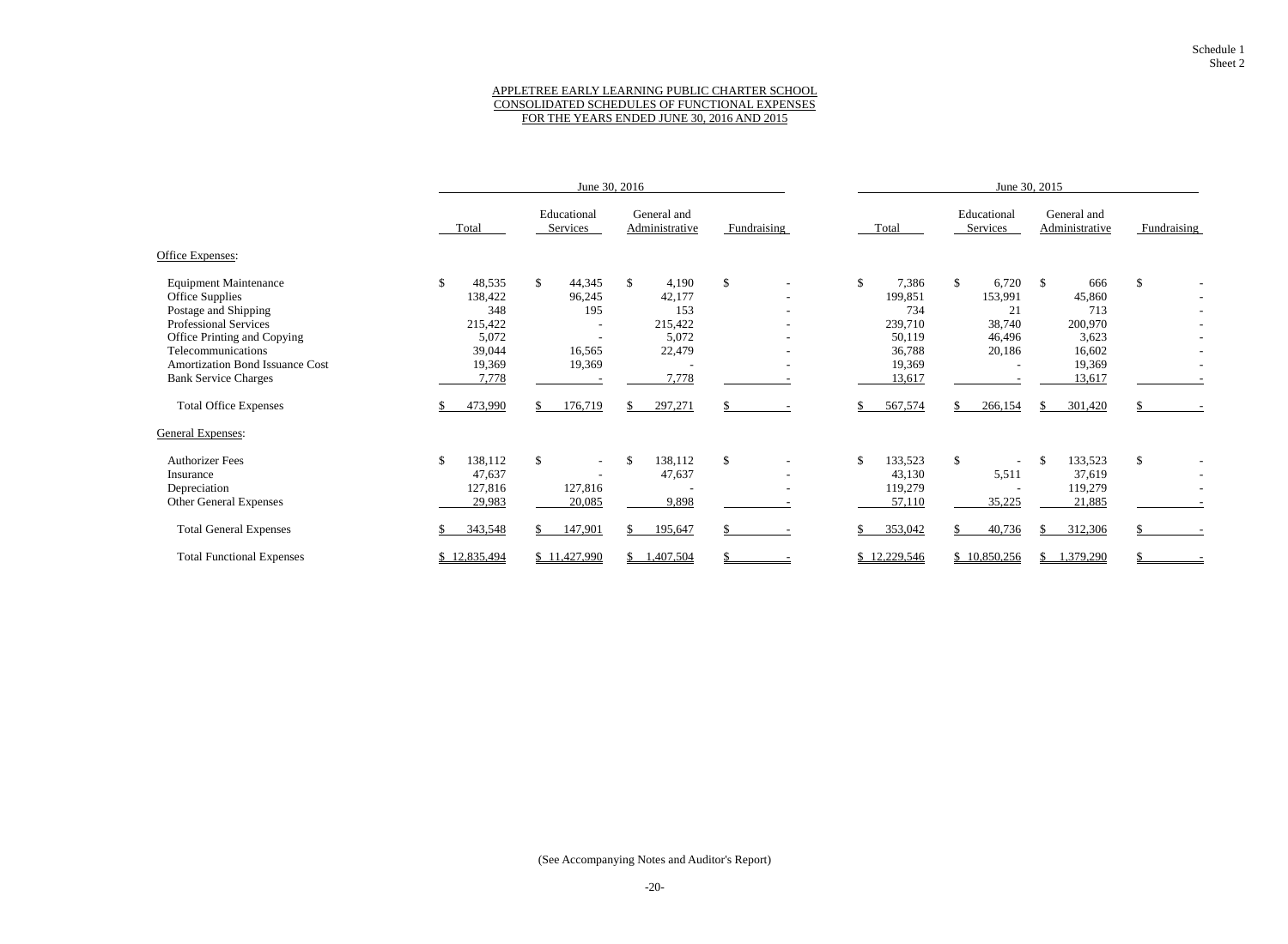Schedule 1
Sheet 2

# APPLETREE EARLY LEARNING PUBLIC CHARTER SCHOOL
## CONSOLIDATED SCHEDULES OF FUNCTIONAL EXPENSES
## FOR THE YEARS ENDED JUNE 30, 2016 AND 2015

| | June 30, 2016 | | | | June 30, 2015 | | | |
|---|---|---|---|---|---|---|---|---|
| | Total | Educational Services | General and Administrative | Fundraising | Total | Educational Services | General and Administrative | Fundraising |
| Office Expenses: | | | | | | | | |
| Equipment Maintenance | $ 48,535 | $ 44,345 | $ 4,190 | $ - | $ 7,386 | $ 6,720 | $ 666 | $ - |
| Office Supplies | 138,422 | 96,245 | 42,177 | - | 199,851 | 153,991 | 45,860 | - |
| Postage and Shipping | 348 | 195 | 153 | - | 734 | 21 | 713 | - |
| Professional Services | 215,422 | - | 215,422 | - | 239,710 | 38,740 | 200,970 | - |
| Office Printing and Copying | 5,072 | - | 5,072 | - | 50,119 | 46,496 | 3,623 | - |
| Telecommunications | 39,044 | 16,565 | 22,479 | - | 36,788 | 20,186 | 16,602 | - |
| Amortization Bond Issuance Cost | 19,369 | 19,369 | - | - | 19,369 | - | 19,369 | - |
| Bank Service Charges | 7,778 | - | 7,778 | - | 13,617 | - | 13,617 | - |
| Total Office Expenses | $ 473,990 | $ 176,719 | $ 297,271 | $ - | $ 567,574 | $ 266,154 | $ 301,420 | $ - |
| General Expenses: | | | | | | | | |
| Authorizer Fees | $ 138,112 | $ - | $ 138,112 | $ - | $ 133,523 | $ - | $ 133,523 | $ - |
| Insurance | 47,637 | - | 47,637 | - | 43,130 | 5,511 | 37,619 | - |
| Depreciation | 127,816 | 127,816 | - | - | 119,279 | - | 119,279 | - |
| Other General Expenses | 29,983 | 20,085 | 9,898 | - | 57,110 | 35,225 | 21,885 | - |
| Total General Expenses | $ 343,548 | $ 147,901 | $ 195,647 | $ - | $ 353,042 | $ 40,736 | $ 312,306 | $ - |
| Total Functional Expenses | $ 12,835,494 | $ 11,427,990 | $ 1,407,504 | $ - | $ 12,229,546 | $ 10,850,256 | $ 1,379,290 | $ - |

(See Accompanying Notes and Auditor's Report)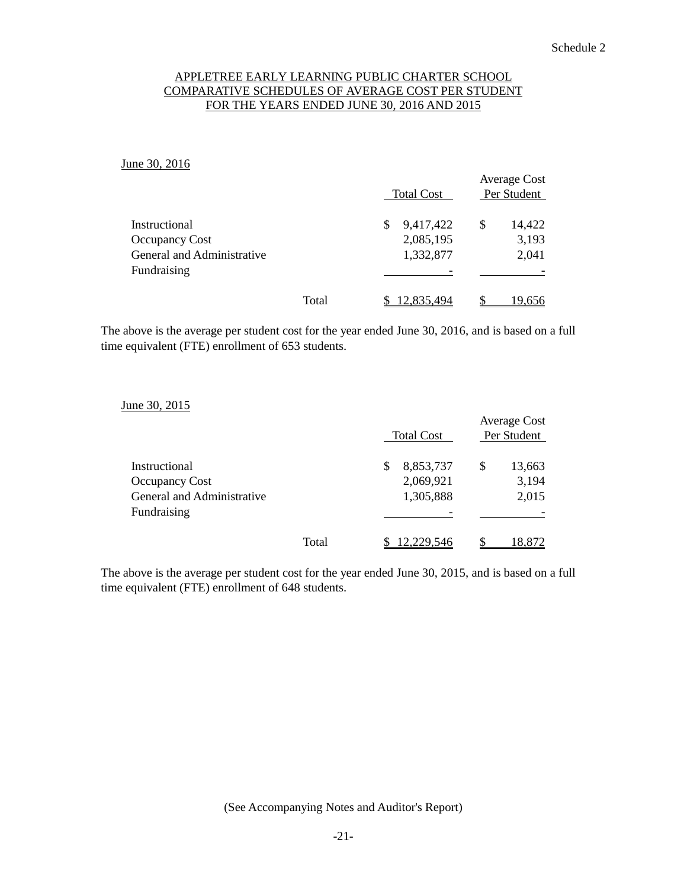Schedule 2

# APPLETREE EARLY LEARNING PUBLIC CHARTER SCHOOL
## COMPARATIVE SCHEDULES OF AVERAGE COST PER STUDENT
## FOR THE YEARS ENDED JUNE 30, 2016 AND 2015

June 30, 2016

| | | Total Cost | Average Cost Per Student |
|---|---|---|---|
| Instructional | | $ 9,417,422 | $ 14,422 |
| Occupancy Cost | | 2,085,195 | 3,193 |
| General and Administrative | | 1,332,877 | 2,041 |
| Fundraising | | - | - |
| | Total | $ 12,835,494 | $ 19,656 |

The above is the average per student cost for the year ended June 30, 2016, and is based on a full time equivalent (FTE) enrollment of 653 students.

June 30, 2015

| | | Total Cost | Average Cost Per Student |
|---|---|---|---|
| Instructional | | $ 8,853,737 | $ 13,663 |
| Occupancy Cost | | 2,069,921 | 3,194 |
| General and Administrative | | 1,305,888 | 2,015 |
| Fundraising | | - | - |
| | Total | $ 12,229,546 | $ 18,872 |

The above is the average per student cost for the year ended June 30, 2015, and is based on a full time equivalent (FTE) enrollment of 648 students.

(See Accompanying Notes and Auditor's Report)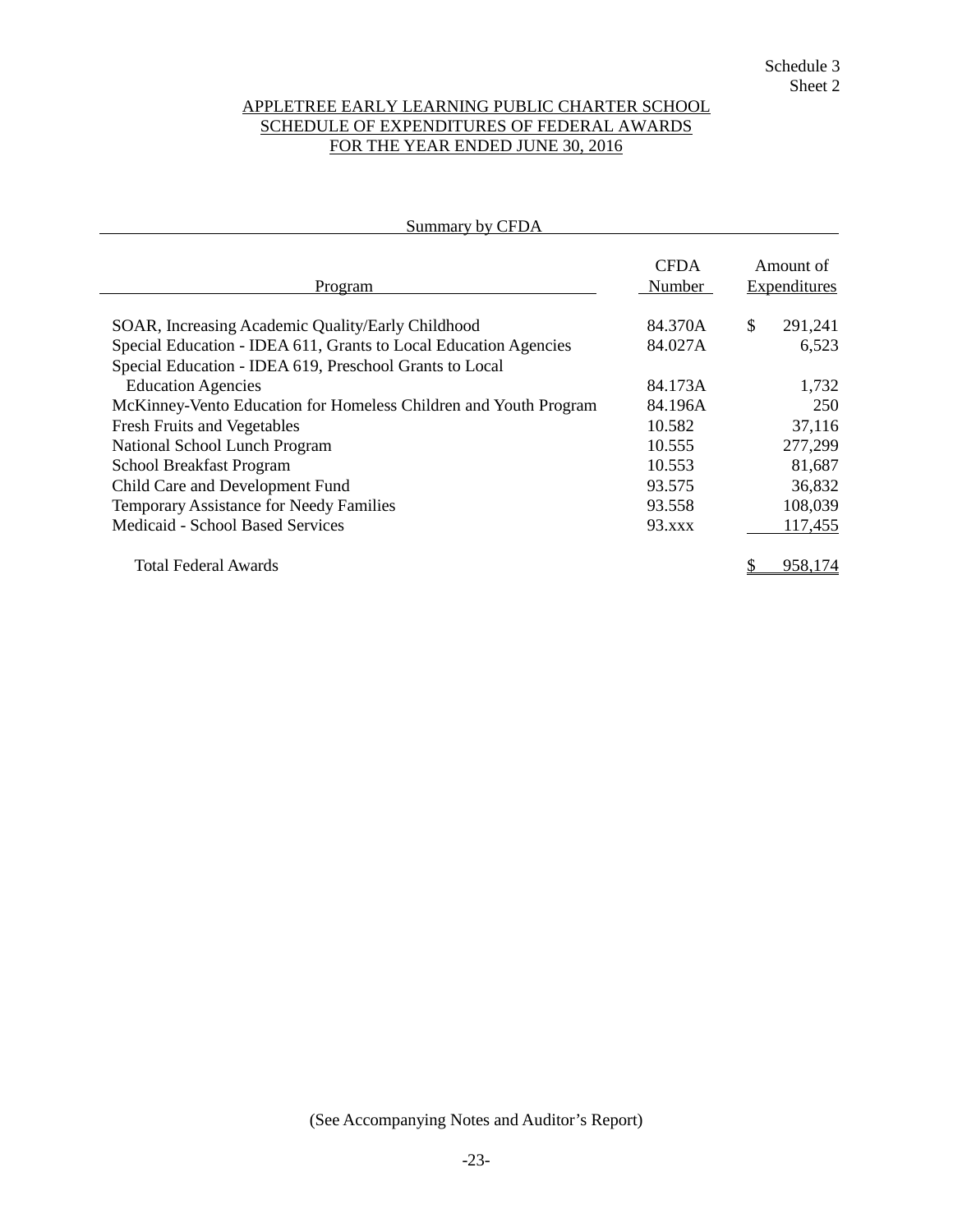Schedule 3
Sheet 2

# APPLETREE EARLY LEARNING PUBLIC CHARTER SCHOOL
## SCHEDULE OF EXPENDITURES OF FEDERAL AWARDS
## FOR THE YEAR ENDED JUNE 30, 2016

### Summary by CFDA

| Program | CFDA Number | Amount of Expenditures |
|---|---|---|
| SOAR, Increasing Academic Quality/Early Childhood | 84.370A | $ 291,241 |
| Special Education - IDEA 611, Grants to Local Education Agencies | 84.027A | 6,523 |
| Special Education - IDEA 619, Preschool Grants to Local Education Agencies | 84.173A | 1,732 |
| McKinney-Vento Education for Homeless Children and Youth Program | 84.196A | 250 |
| Fresh Fruits and Vegetables | 10.582 | 37,116 |
| National School Lunch Program | 10.555 | 277,299 |
| School Breakfast Program | 10.553 | 81,687 |
| Child Care and Development Fund | 93.575 | 36,832 |
| Temporary Assistance for Needy Families | 93.558 | 108,039 |
| Medicaid - School Based Services | 93.xxx | 117,455 |
| Total Federal Awards | | $ 958,174 |

(See Accompanying Notes and Auditor's Report)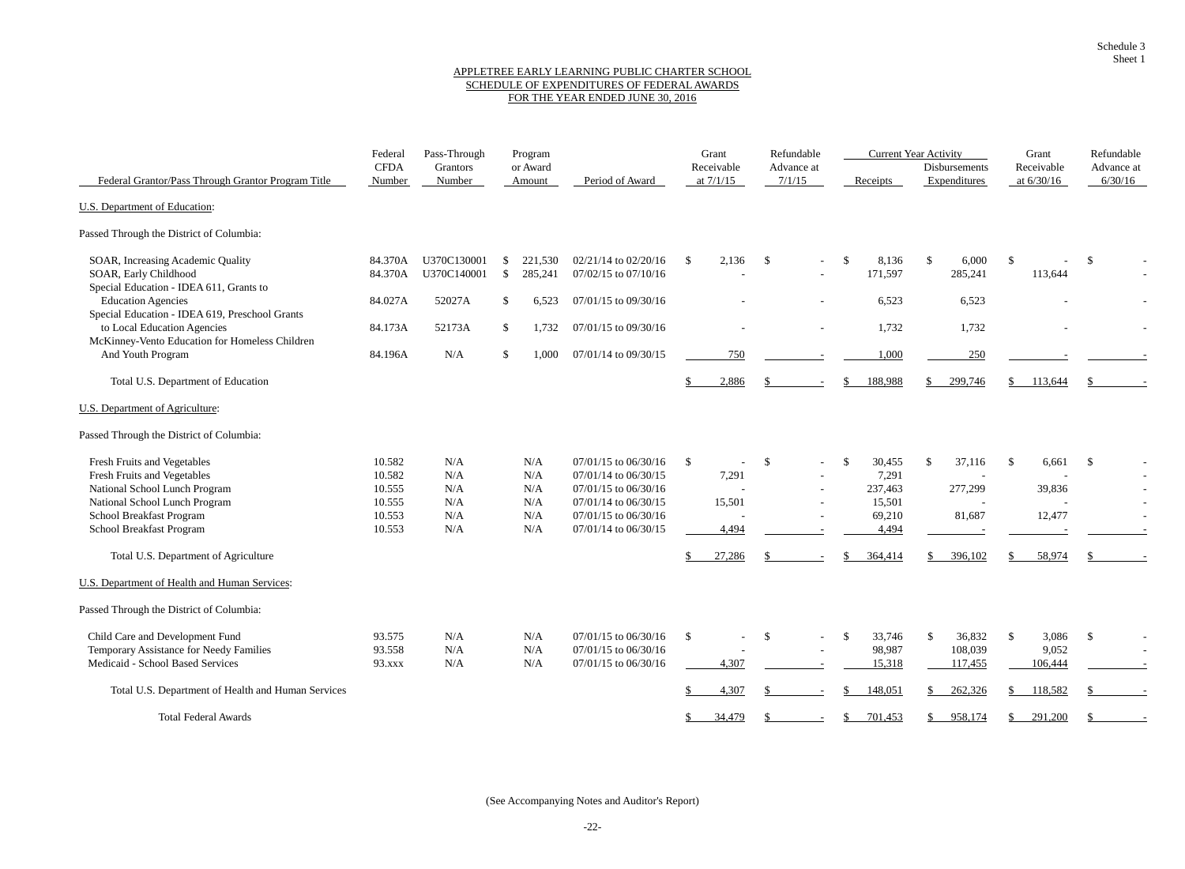Schedule 3
Sheet 1

# APPLETREE EARLY LEARNING PUBLIC CHARTER SCHOOL
## SCHEDULE OF EXPENDITURES OF FEDERAL AWARDS
### FOR THE YEAR ENDED JUNE 30, 2016

| Federal Grantor/Pass Through Grantor Program Title | Federal CFDA Number | Pass-Through Grantors Number | Program or Award Amount | Period of Award | Grant Receivable at 7/1/15 | Refundable Advance at 7/1/15 | Current Year Activity Receipts | Current Year Activity Disbursements Expenditures | Grant Receivable at 6/30/16 | Refundable Advance at 6/30/16 |
|---|---|---|---|---|---|---|---|---|---|---|
| U.S. Department of Education: | | | | | | | | | | |
| Passed Through the District of Columbia: | | | | | | | | | | |
| SOAR, Increasing Academic Quality | 84.370A | U370C130001 | $ 221,530 | 02/21/14 to 02/20/16 | $ 2,136 | $ - | $ 8,136 | $ 6,000 | $ - | $ - |
| SOAR, Early Childhood | 84.370A | U370C140001 | $ 285,241 | 07/02/15 to 07/10/16 | - | - | 171,597 | 285,241 | 113,644 | - |
| Special Education - IDEA 611, Grants to Education Agencies | 84.027A | 52027A | $ 6,523 | 07/01/15 to 09/30/16 | - | - | 6,523 | 6,523 | - | - |
| Special Education - IDEA 619, Preschool Grants to Local Education Agencies | 84.173A | 52173A | $ 1,732 | 07/01/15 to 09/30/16 | - | - | 1,732 | 1,732 | - | - |
| McKinney-Vento Education for Homeless Children And Youth Program | 84.196A | N/A | $ 1,000 | 07/01/14 to 09/30/15 | 750 | - | 1,000 | 250 | - | - |
| Total U.S. Department of Education | | | | | $ 2,886 | $ - | $ 188,988 | $ 299,746 | $ 113,644 | $ - |
| U.S. Department of Agriculture: | | | | | | | | | | |
| Passed Through the District of Columbia: | | | | | | | | | | |
| Fresh Fruits and Vegetables | 10.582 | N/A | N/A | 07/01/15 to 06/30/16 | $ - | $ - | $ 30,455 | $ 37,116 | $ 6,661 | $ - |
| Fresh Fruits and Vegetables | 10.582 | N/A | N/A | 07/01/14 to 06/30/15 | 7,291 | - | 7,291 | - | - | - |
| National School Lunch Program | 10.555 | N/A | N/A | 07/01/15 to 06/30/16 | - | - | 237,463 | 277,299 | 39,836 | - |
| National School Lunch Program | 10.555 | N/A | N/A | 07/01/14 to 06/30/15 | 15,501 | - | 15,501 | - | - | - |
| School Breakfast Program | 10.553 | N/A | N/A | 07/01/15 to 06/30/16 | - | - | 69,210 | 81,687 | 12,477 | - |
| School Breakfast Program | 10.553 | N/A | N/A | 07/01/14 to 06/30/15 | 4,494 | - | 4,494 | - | - | - |
| Total U.S. Department of Agriculture | | | | | $ 27,286 | $ - | $ 364,414 | $ 396,102 | $ 58,974 | $ - |
| U.S. Department of Health and Human Services: | | | | | | | | | | |
| Passed Through the District of Columbia: | | | | | | | | | | |
| Child Care and Development Fund | 93.575 | N/A | N/A | 07/01/15 to 06/30/16 | $ - | $ - | $ 33,746 | $ 36,832 | $ 3,086 | $ - |
| Temporary Assistance for Needy Families | 93.558 | N/A | N/A | 07/01/15 to 06/30/16 | - | - | 98,987 | 108,039 | 9,052 | - |
| Medicaid - School Based Services | 93.xxx | N/A | N/A | 07/01/15 to 06/30/16 | 4,307 | - | 15,318 | 117,455 | 106,444 | - |
| Total U.S. Department of Health and Human Services | | | | | $ 4,307 | $ - | $ 148,051 | $ 262,326 | $ 118,582 | $ - |
| Total Federal Awards | | | | | $ 34,479 | $ - | $ 701,453 | $ 958,174 | $ 291,200 | $ - |

(See Accompanying Notes and Auditor's Report)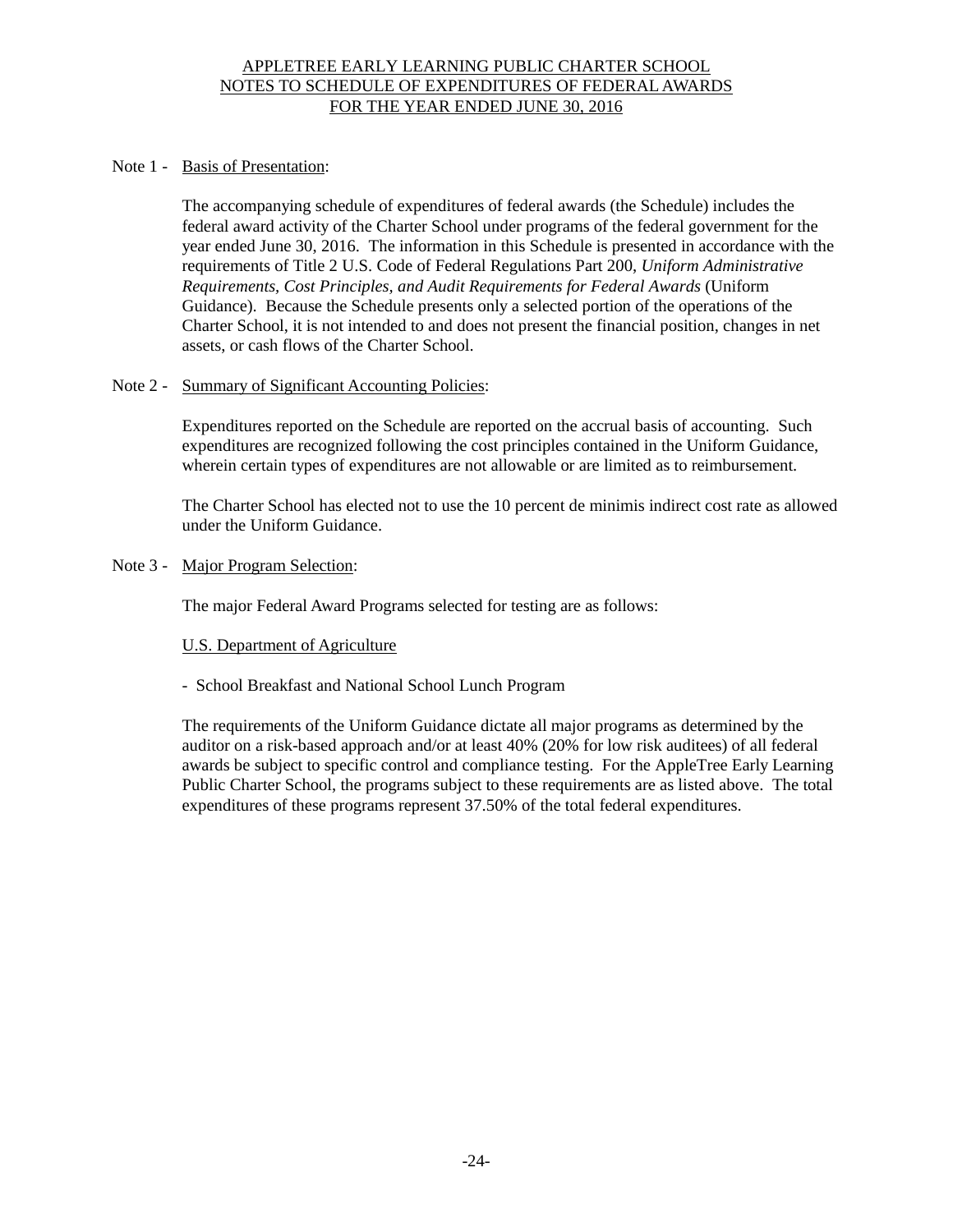# APPLETREE EARLY LEARNING PUBLIC CHARTER SCHOOL
## NOTES TO SCHEDULE OF EXPENDITURES OF FEDERAL AWARDS
### FOR THE YEAR ENDED JUNE 30, 2016

Note 1 - Basis of Presentation:

The accompanying schedule of expenditures of federal awards (the Schedule) includes the federal award activity of the Charter School under programs of the federal government for the year ended June 30, 2016. The information in this Schedule is presented in accordance with the requirements of Title 2 U.S. Code of Federal Regulations Part 200, *Uniform Administrative Requirements, Cost Principles, and Audit Requirements for Federal Awards* (Uniform Guidance). Because the Schedule presents only a selected portion of the operations of the Charter School, it is not intended to and does not present the financial position, changes in net assets, or cash flows of the Charter School.

Note 2 - Summary of Significant Accounting Policies:

Expenditures reported on the Schedule are reported on the accrual basis of accounting. Such expenditures are recognized following the cost principles contained in the Uniform Guidance, wherein certain types of expenditures are not allowable or are limited as to reimbursement.

The Charter School has elected not to use the 10 percent de minimis indirect cost rate as allowed under the Uniform Guidance.

Note 3 - Major Program Selection:

The major Federal Award Programs selected for testing are as follows:

U.S. Department of Agriculture

- School Breakfast and National School Lunch Program

The requirements of the Uniform Guidance dictate all major programs as determined by the auditor on a risk-based approach and/or at least 40% (20% for low risk auditees) of all federal awards be subject to specific control and compliance testing. For the AppleTree Early Learning Public Charter School, the programs subject to these requirements are as listed above. The total expenditures of these programs represent 37.50% of the total federal expenditures.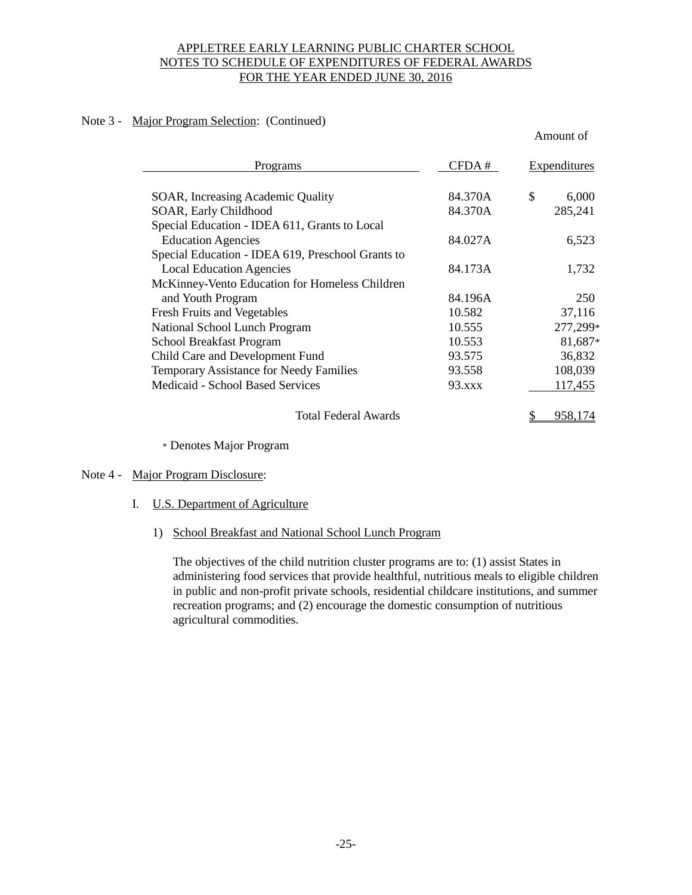APPLETREE EARLY LEARNING PUBLIC CHARTER SCHOOL
NOTES TO SCHEDULE OF EXPENDITURES OF FEDERAL AWARDS
FOR THE YEAR ENDED JUNE 30, 2016

Note 3 - Major Program Selection: (Continued)

| Programs | CFDA # | Amount of Expenditures |
|---|---|---|
| SOAR, Increasing Academic Quality | 84.370A | $ 6,000 |
| SOAR, Early Childhood | 84.370A | 285,241 |
| Special Education - IDEA 611, Grants to Local Education Agencies | 84.027A | 6,523 |
| Special Education - IDEA 619, Preschool Grants to Local Education Agencies | 84.173A | 1,732 |
| McKinney-Vento Education for Homeless Children and Youth Program | 84.196A | 250 |
| Fresh Fruits and Vegetables | 10.582 | 37,116 |
| National School Lunch Program | 10.555 | 277,299* |
| School Breakfast Program | 10.553 | 81,687* |
| Child Care and Development Fund | 93.575 | 36,832 |
| Temporary Assistance for Needy Families | 93.558 | 108,039 |
| Medicaid - School Based Services | 93.xxx | 117,455 |
| Total Federal Awards | | $ 958,174 |

\* Denotes Major Program

Note 4 - Major Program Disclosure:

I. U.S. Department of Agriculture

1) School Breakfast and National School Lunch Program

The objectives of the child nutrition cluster programs are to: (1) assist States in administering food services that provide healthful, nutritious meals to eligible children in public and non-profit private schools, residential childcare institutions, and summer recreation programs; and (2) encourage the domestic consumption of nutritious agricultural commodities.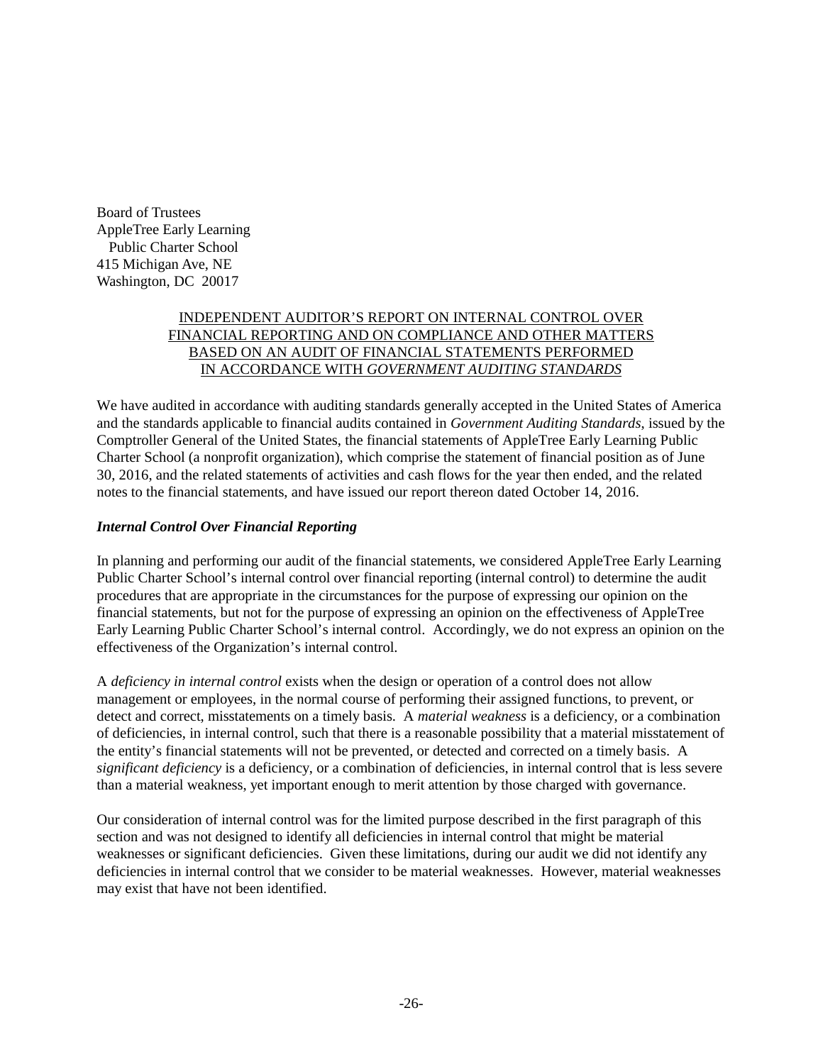Board of Trustees
AppleTree Early Learning
Public Charter School
415 Michigan Ave, NE
Washington, DC 20017

## INDEPENDENT AUDITOR'S REPORT ON INTERNAL CONTROL OVER FINANCIAL REPORTING AND ON COMPLIANCE AND OTHER MATTERS BASED ON AN AUDIT OF FINANCIAL STATEMENTS PERFORMED IN ACCORDANCE WITH *GOVERNMENT AUDITING STANDARDS*

We have audited in accordance with auditing standards generally accepted in the United States of America and the standards applicable to financial audits contained in *Government Auditing Standards*, issued by the Comptroller General of the United States, the financial statements of AppleTree Early Learning Public Charter School (a nonprofit organization), which comprise the statement of financial position as of June 30, 2016, and the related statements of activities and cash flows for the year then ended, and the related notes to the financial statements, and have issued our report thereon dated October 14, 2016.

### *Internal Control Over Financial Reporting*

In planning and performing our audit of the financial statements, we considered AppleTree Early Learning Public Charter School's internal control over financial reporting (internal control) to determine the audit procedures that are appropriate in the circumstances for the purpose of expressing our opinion on the financial statements, but not for the purpose of expressing an opinion on the effectiveness of AppleTree Early Learning Public Charter School's internal control. Accordingly, we do not express an opinion on the effectiveness of the Organization's internal control.

A *deficiency in internal control* exists when the design or operation of a control does not allow management or employees, in the normal course of performing their assigned functions, to prevent, or detect and correct, misstatements on a timely basis. A *material weakness* is a deficiency, or a combination of deficiencies, in internal control, such that there is a reasonable possibility that a material misstatement of the entity's financial statements will not be prevented, or detected and corrected on a timely basis. A *significant deficiency* is a deficiency, or a combination of deficiencies, in internal control that is less severe than a material weakness, yet important enough to merit attention by those charged with governance.

Our consideration of internal control was for the limited purpose described in the first paragraph of this section and was not designed to identify all deficiencies in internal control that might be material weaknesses or significant deficiencies. Given these limitations, during our audit we did not identify any deficiencies in internal control that we consider to be material weaknesses. However, material weaknesses may exist that have not been identified.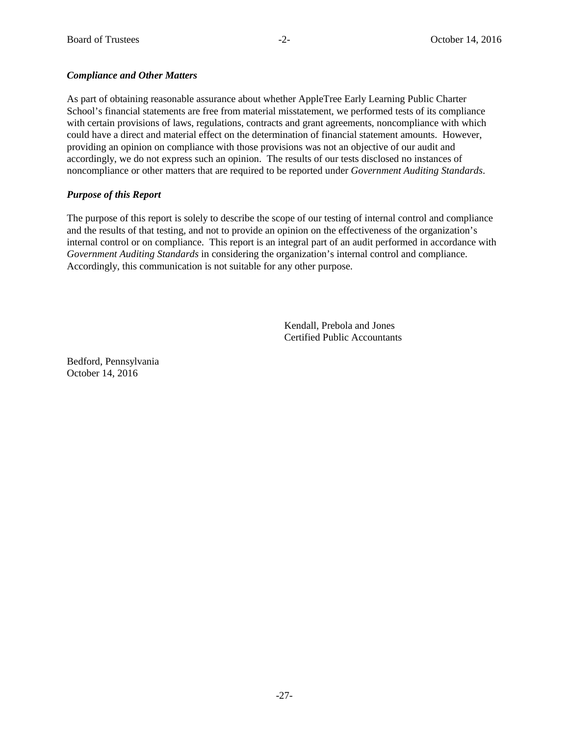***Compliance and Other Matters***

As part of obtaining reasonable assurance about whether AppleTree Early Learning Public Charter School's financial statements are free from material misstatement, we performed tests of its compliance with certain provisions of laws, regulations, contracts and grant agreements, noncompliance with which could have a direct and material effect on the determination of financial statement amounts. However, providing an opinion on compliance with those provisions was not an objective of our audit and accordingly, we do not express such an opinion. The results of our tests disclosed no instances of noncompliance or other matters that are required to be reported under *Government Auditing Standards*.

***Purpose of this Report***

The purpose of this report is solely to describe the scope of our testing of internal control and compliance and the results of that testing, and not to provide an opinion on the effectiveness of the organization's internal control or on compliance. This report is an integral part of an audit performed in accordance with *Government Auditing Standards* in considering the organization's internal control and compliance. Accordingly, this communication is not suitable for any other purpose.

Kendall, Prebola and Jones
Certified Public Accountants

Bedford, Pennsylvania
October 14, 2016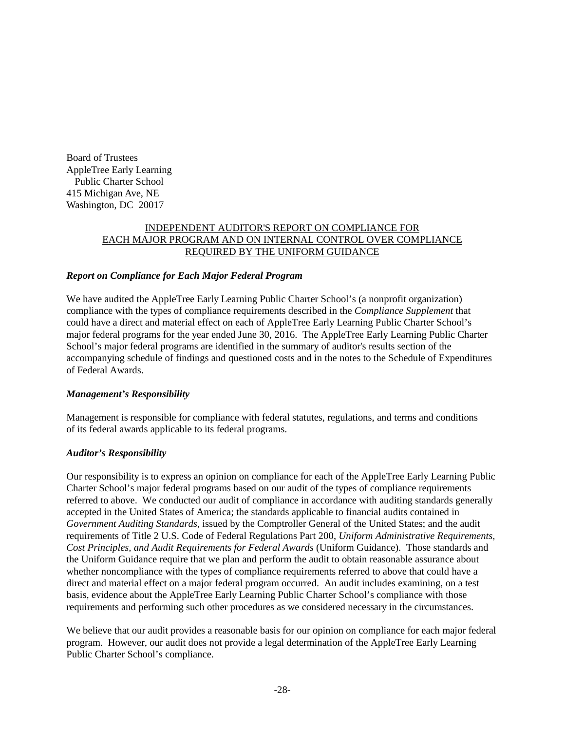Board of Trustees
AppleTree Early Learning
Public Charter School
415 Michigan Ave, NE
Washington, DC 20017

## INDEPENDENT AUDITOR'S REPORT ON COMPLIANCE FOR EACH MAJOR PROGRAM AND ON INTERNAL CONTROL OVER COMPLIANCE REQUIRED BY THE UNIFORM GUIDANCE

***Report on Compliance for Each Major Federal Program***

We have audited the AppleTree Early Learning Public Charter School's (a nonprofit organization) compliance with the types of compliance requirements described in the *Compliance Supplement* that could have a direct and material effect on each of AppleTree Early Learning Public Charter School's major federal programs for the year ended June 30, 2016. The AppleTree Early Learning Public Charter School's major federal programs are identified in the summary of auditor's results section of the accompanying schedule of findings and questioned costs and in the notes to the Schedule of Expenditures of Federal Awards.

***Management's Responsibility***

Management is responsible for compliance with federal statutes, regulations, and terms and conditions of its federal awards applicable to its federal programs.

***Auditor's Responsibility***

Our responsibility is to express an opinion on compliance for each of the AppleTree Early Learning Public Charter School's major federal programs based on our audit of the types of compliance requirements referred to above. We conducted our audit of compliance in accordance with auditing standards generally accepted in the United States of America; the standards applicable to financial audits contained in *Government Auditing Standards*, issued by the Comptroller General of the United States; and the audit requirements of Title 2 U.S. Code of Federal Regulations Part 200, *Uniform Administrative Requirements, Cost Principles, and Audit Requirements for Federal Awards* (Uniform Guidance). Those standards and the Uniform Guidance require that we plan and perform the audit to obtain reasonable assurance about whether noncompliance with the types of compliance requirements referred to above that could have a direct and material effect on a major federal program occurred. An audit includes examining, on a test basis, evidence about the AppleTree Early Learning Public Charter School's compliance with those requirements and performing such other procedures as we considered necessary in the circumstances.

We believe that our audit provides a reasonable basis for our opinion on compliance for each major federal program. However, our audit does not provide a legal determination of the AppleTree Early Learning Public Charter School's compliance.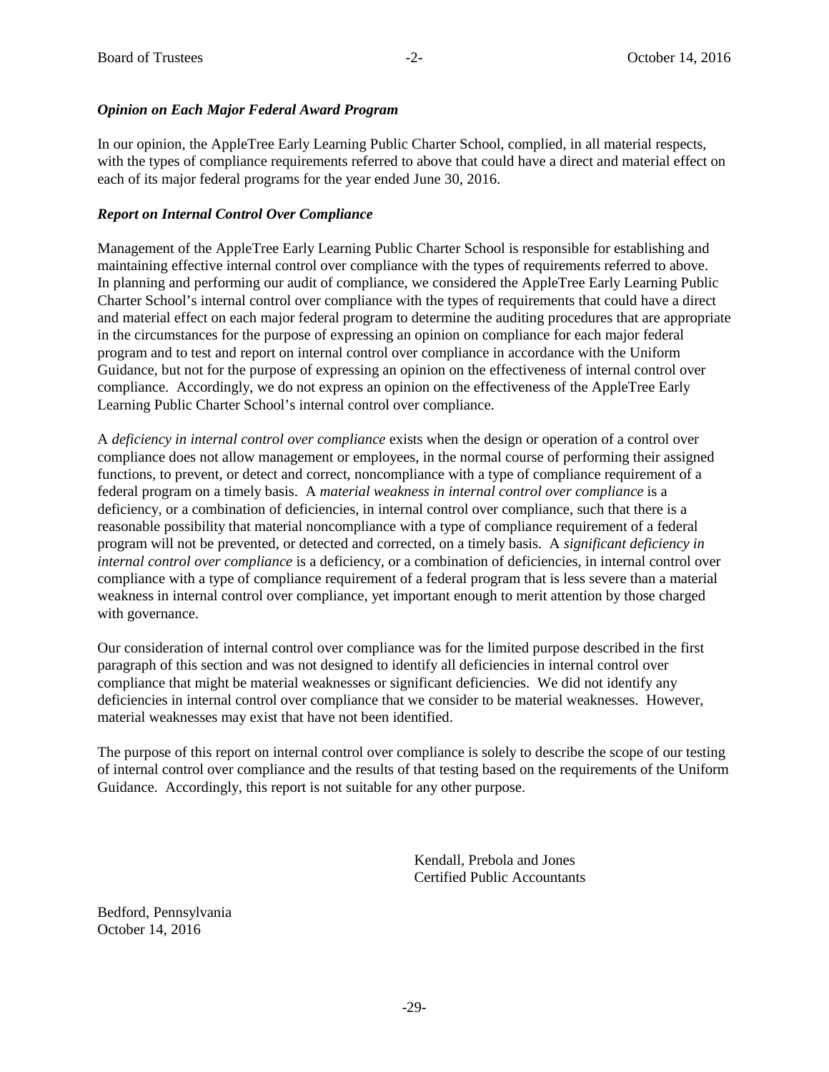***Opinion on Each Major Federal Award Program***

In our opinion, the AppleTree Early Learning Public Charter School, complied, in all material respects, with the types of compliance requirements referred to above that could have a direct and material effect on each of its major federal programs for the year ended June 30, 2016.

***Report on Internal Control Over Compliance***

Management of the AppleTree Early Learning Public Charter School is responsible for establishing and maintaining effective internal control over compliance with the types of requirements referred to above. In planning and performing our audit of compliance, we considered the AppleTree Early Learning Public Charter School's internal control over compliance with the types of requirements that could have a direct and material effect on each major federal program to determine the auditing procedures that are appropriate in the circumstances for the purpose of expressing an opinion on compliance for each major federal program and to test and report on internal control over compliance in accordance with the Uniform Guidance, but not for the purpose of expressing an opinion on the effectiveness of internal control over compliance. Accordingly, we do not express an opinion on the effectiveness of the AppleTree Early Learning Public Charter School's internal control over compliance.

A *deficiency in internal control over compliance* exists when the design or operation of a control over compliance does not allow management or employees, in the normal course of performing their assigned functions, to prevent, or detect and correct, noncompliance with a type of compliance requirement of a federal program on a timely basis. A *material weakness in internal control over compliance* is a deficiency, or a combination of deficiencies, in internal control over compliance, such that there is a reasonable possibility that material noncompliance with a type of compliance requirement of a federal program will not be prevented, or detected and corrected, on a timely basis. A *significant deficiency in internal control over compliance* is a deficiency, or a combination of deficiencies, in internal control over compliance with a type of compliance requirement of a federal program that is less severe than a material weakness in internal control over compliance, yet important enough to merit attention by those charged with governance.

Our consideration of internal control over compliance was for the limited purpose described in the first paragraph of this section and was not designed to identify all deficiencies in internal control over compliance that might be material weaknesses or significant deficiencies. We did not identify any deficiencies in internal control over compliance that we consider to be material weaknesses. However, material weaknesses may exist that have not been identified.

The purpose of this report on internal control over compliance is solely to describe the scope of our testing of internal control over compliance and the results of that testing based on the requirements of the Uniform Guidance. Accordingly, this report is not suitable for any other purpose.

Kendall, Prebola and Jones
Certified Public Accountants

Bedford, Pennsylvania
October 14, 2016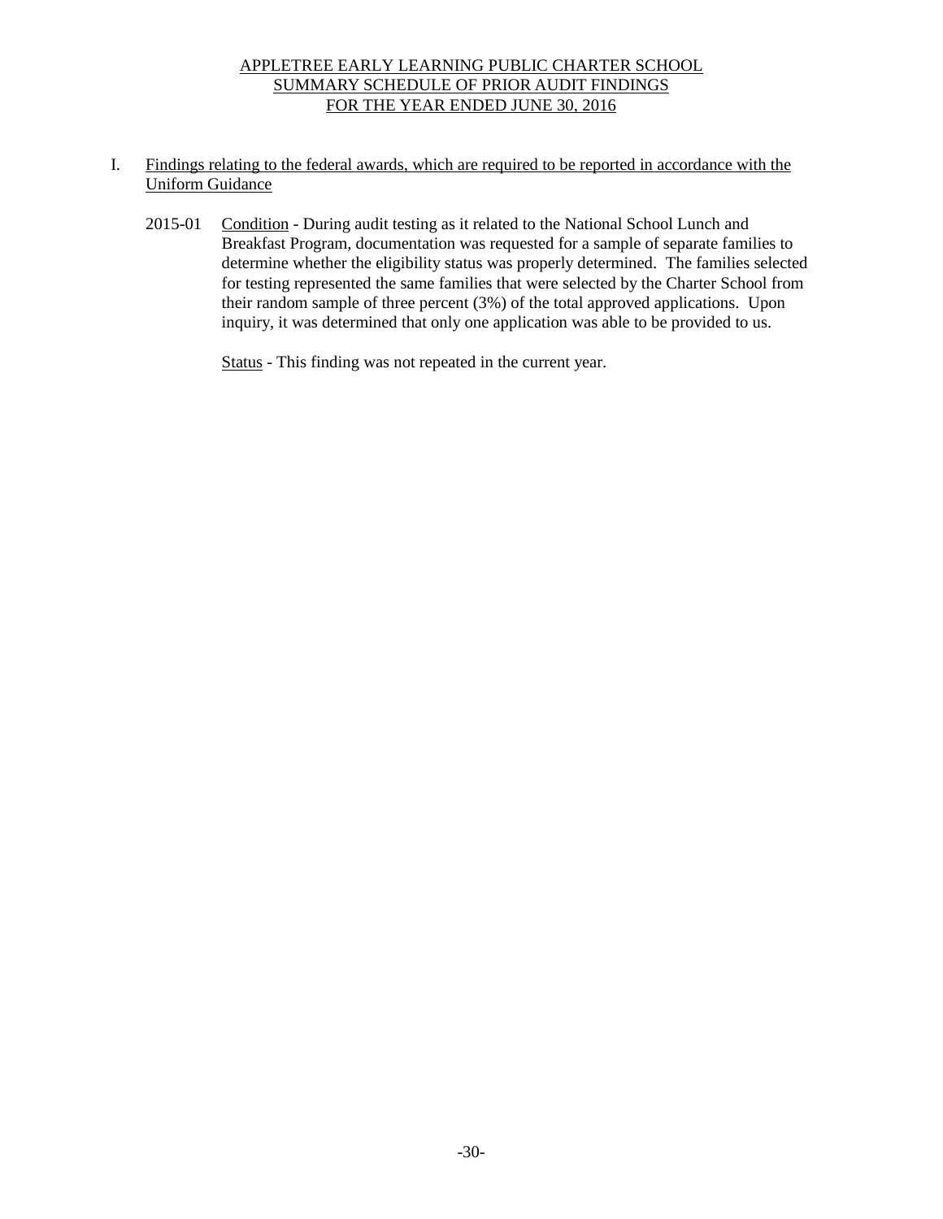# APPLETREE EARLY LEARNING PUBLIC CHARTER SCHOOL
## SUMMARY SCHEDULE OF PRIOR AUDIT FINDINGS
## FOR THE YEAR ENDED JUNE 30, 2016

I. Findings relating to the federal awards, which are required to be reported in accordance with the Uniform Guidance

2015-01 Condition - During audit testing as it related to the National School Lunch and Breakfast Program, documentation was requested for a sample of separate families to determine whether the eligibility status was properly determined. The families selected for testing represented the same families that were selected by the Charter School from their random sample of three percent (3%) of the total approved applications. Upon inquiry, it was determined that only one application was able to be provided to us.

Status - This finding was not repeated in the current year.